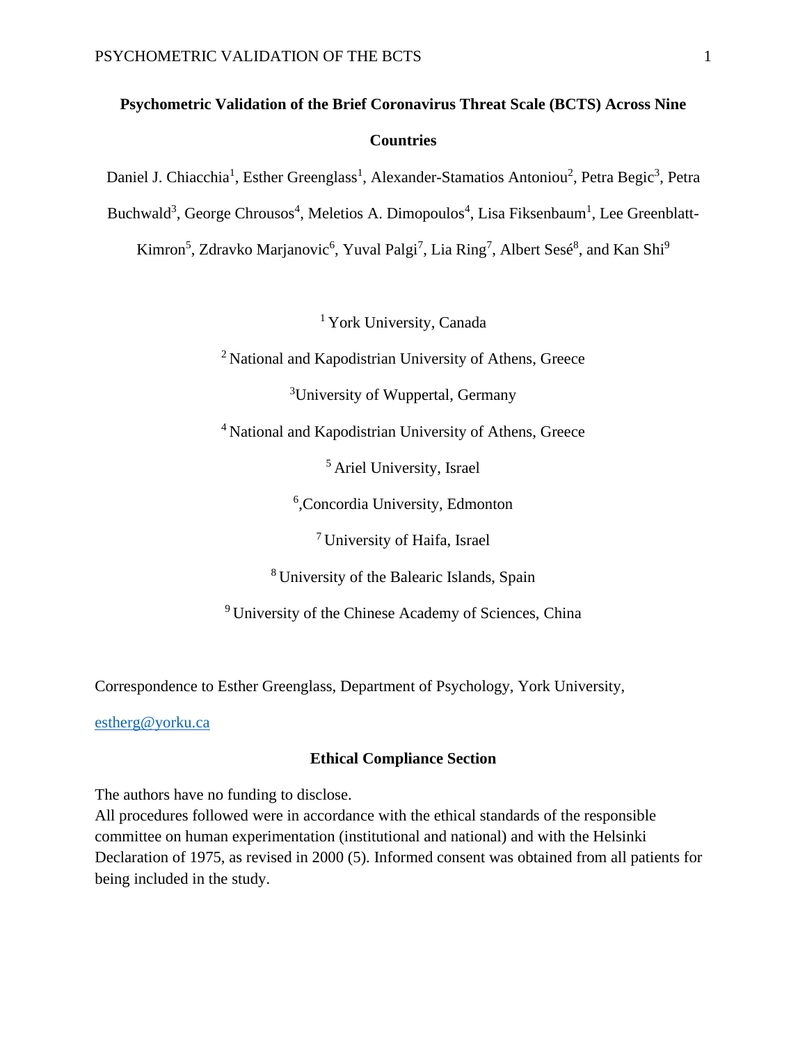# Psychometric Validation of the Brief Coronavirus Threat Scale (BCTS) Across Nine Countries

Daniel J. Chiacchia[1], Esther Greenglass[1], Alexander-Stamatios Antoniou[2], Petra Begic[3], Petra Buchwald[3], George Chrousos[4], Meletios A. Dimopoulos[4], Lisa Fiksenbaum[1], Lee Greenblatt-Kimron[5], Zdravko Marjanovic[6], Yuval Palgi[7], Lia Ring[7], Albert Sesé[8], and Kan Shi[9]

[1] York University, Canada

[2] National and Kapodistrian University of Athens, Greece

[3] University of Wuppertal, Germany

[4] National and Kapodistrian University of Athens, Greece

[5] Ariel University, Israel

[6] ,Concordia University, Edmonton

[7] University of Haifa, Israel

[8] University of the Balearic Islands, Spain

[9] University of the Chinese Academy of Sciences, China

Correspondence to Esther Greenglass, Department of Psychology, York University, estherg@yorku.ca

## Ethical Compliance Section

The authors have no funding to disclose.

All procedures followed were in accordance with the ethical standards of the responsible committee on human experimentation (institutional and national) and with the Helsinki Declaration of 1975, as revised in 2000 (5). Informed consent was obtained from all patients for being included in the study.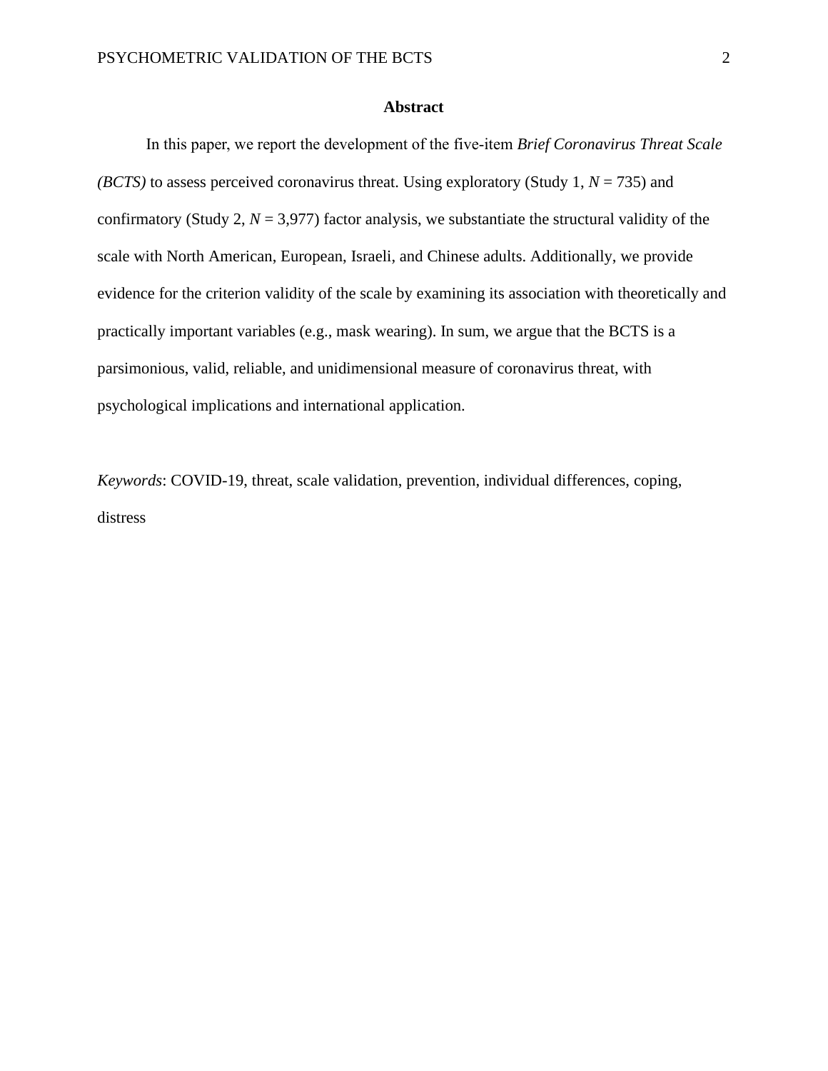## Abstract

In this paper, we report the development of the five-item *Brief Coronavirus Threat Scale (BCTS)* to assess perceived coronavirus threat. Using exploratory (Study 1, *N* = 735) and confirmatory (Study 2, *N* = 3,977) factor analysis, we substantiate the structural validity of the scale with North American, European, Israeli, and Chinese adults. Additionally, we provide evidence for the criterion validity of the scale by examining its association with theoretically and practically important variables (e.g., mask wearing). In sum, we argue that the BCTS is a parsimonious, valid, reliable, and unidimensional measure of coronavirus threat, with psychological implications and international application.

*Keywords*: COVID-19, threat, scale validation, prevention, individual differences, coping, distress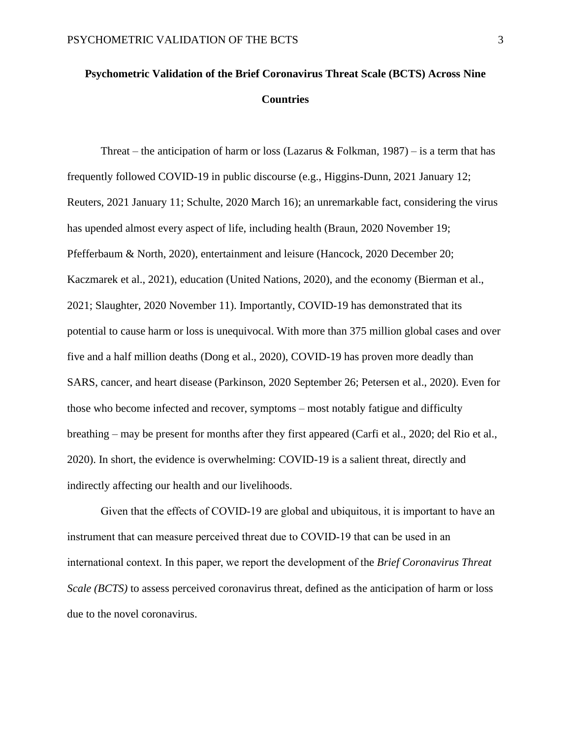# Psychometric Validation of the Brief Coronavirus Threat Scale (BCTS) Across Nine Countries

Threat – the anticipation of harm or loss (Lazarus & Folkman, 1987) – is a term that has frequently followed COVID-19 in public discourse (e.g., Higgins-Dunn, 2021 January 12; Reuters, 2021 January 11; Schulte, 2020 March 16); an unremarkable fact, considering the virus has upended almost every aspect of life, including health (Braun, 2020 November 19; Pfefferbaum & North, 2020), entertainment and leisure (Hancock, 2020 December 20; Kaczmarek et al., 2021), education (United Nations, 2020), and the economy (Bierman et al., 2021; Slaughter, 2020 November 11). Importantly, COVID-19 has demonstrated that its potential to cause harm or loss is unequivocal. With more than 375 million global cases and over five and a half million deaths (Dong et al., 2020), COVID-19 has proven more deadly than SARS, cancer, and heart disease (Parkinson, 2020 September 26; Petersen et al., 2020). Even for those who become infected and recover, symptoms – most notably fatigue and difficulty breathing – may be present for months after they first appeared (Carfi et al., 2020; del Rio et al., 2020). In short, the evidence is overwhelming: COVID-19 is a salient threat, directly and indirectly affecting our health and our livelihoods.

Given that the effects of COVID-19 are global and ubiquitous, it is important to have an instrument that can measure perceived threat due to COVID-19 that can be used in an international context. In this paper, we report the development of the *Brief Coronavirus Threat Scale (BCTS)* to assess perceived coronavirus threat, defined as the anticipation of harm or loss due to the novel coronavirus.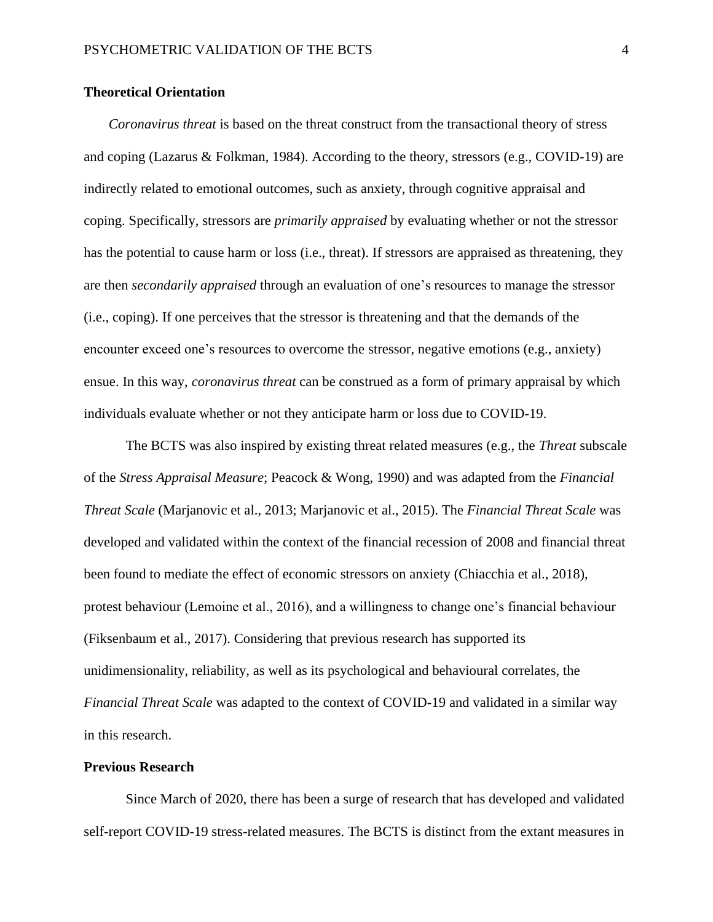## Theoretical Orientation

*Coronavirus threat* is based on the threat construct from the transactional theory of stress and coping (Lazarus & Folkman, 1984). According to the theory, stressors (e.g., COVID-19) are indirectly related to emotional outcomes, such as anxiety, through cognitive appraisal and coping. Specifically, stressors are *primarily appraised* by evaluating whether or not the stressor has the potential to cause harm or loss (i.e., threat). If stressors are appraised as threatening, they are then *secondarily appraised* through an evaluation of one's resources to manage the stressor (i.e., coping). If one perceives that the stressor is threatening and that the demands of the encounter exceed one's resources to overcome the stressor, negative emotions (e.g., anxiety) ensue. In this way, *coronavirus threat* can be construed as a form of primary appraisal by which individuals evaluate whether or not they anticipate harm or loss due to COVID-19.

The BCTS was also inspired by existing threat related measures (e.g., the *Threat* subscale of the *Stress Appraisal Measure*; Peacock & Wong, 1990) and was adapted from the *Financial Threat Scale* (Marjanovic et al., 2013; Marjanovic et al., 2015). The *Financial Threat Scale* was developed and validated within the context of the financial recession of 2008 and financial threat been found to mediate the effect of economic stressors on anxiety (Chiacchia et al., 2018), protest behaviour (Lemoine et al., 2016), and a willingness to change one's financial behaviour (Fiksenbaum et al., 2017). Considering that previous research has supported its unidimensionality, reliability, as well as its psychological and behavioural correlates, the *Financial Threat Scale* was adapted to the context of COVID-19 and validated in a similar way in this research.

## Previous Research

Since March of 2020, there has been a surge of research that has developed and validated self-report COVID-19 stress-related measures. The BCTS is distinct from the extant measures in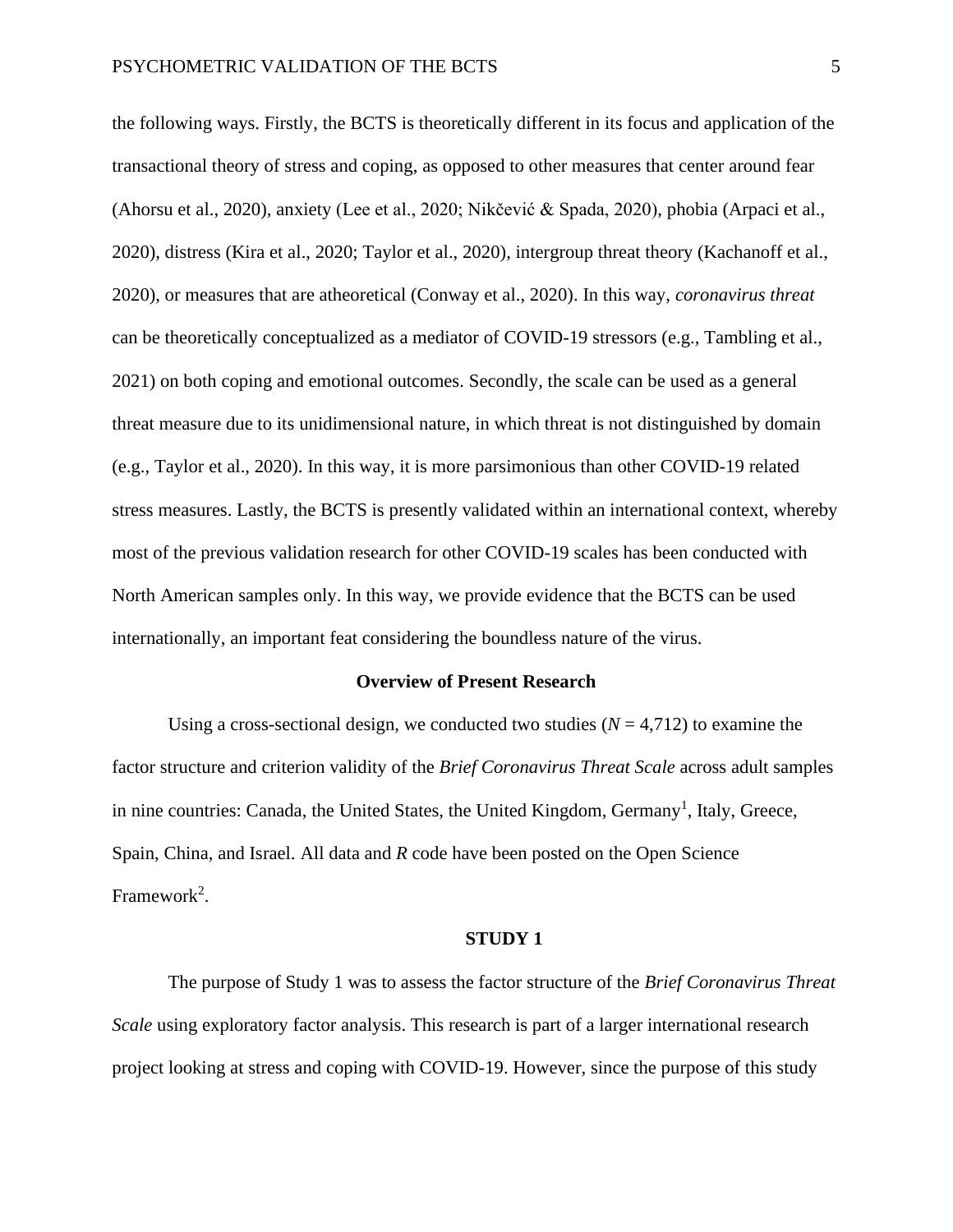the following ways. Firstly, the BCTS is theoretically different in its focus and application of the transactional theory of stress and coping, as opposed to other measures that center around fear (Ahorsu et al., 2020), anxiety (Lee et al., 2020; Nikčević & Spada, 2020), phobia (Arpaci et al., 2020), distress (Kira et al., 2020; Taylor et al., 2020), intergroup threat theory (Kachanoff et al., 2020), or measures that are atheoretical (Conway et al., 2020). In this way, *coronavirus threat* can be theoretically conceptualized as a mediator of COVID-19 stressors (e.g., Tambling et al., 2021) on both coping and emotional outcomes. Secondly, the scale can be used as a general threat measure due to its unidimensional nature, in which threat is not distinguished by domain (e.g., Taylor et al., 2020). In this way, it is more parsimonious than other COVID-19 related stress measures. Lastly, the BCTS is presently validated within an international context, whereby most of the previous validation research for other COVID-19 scales has been conducted with North American samples only. In this way, we provide evidence that the BCTS can be used internationally, an important feat considering the boundless nature of the virus.

## Overview of Present Research

Using a cross-sectional design, we conducted two studies ($N$ = 4,712) to examine the factor structure and criterion validity of the *Brief Coronavirus Threat Scale* across adult samples in nine countries: Canada, the United States, the United Kingdom, Germany[1], Italy, Greece, Spain, China, and Israel. All data and *R* code have been posted on the Open Science Framework[2].

## STUDY 1

The purpose of Study 1 was to assess the factor structure of the *Brief Coronavirus Threat Scale* using exploratory factor analysis. This research is part of a larger international research project looking at stress and coping with COVID-19. However, since the purpose of this study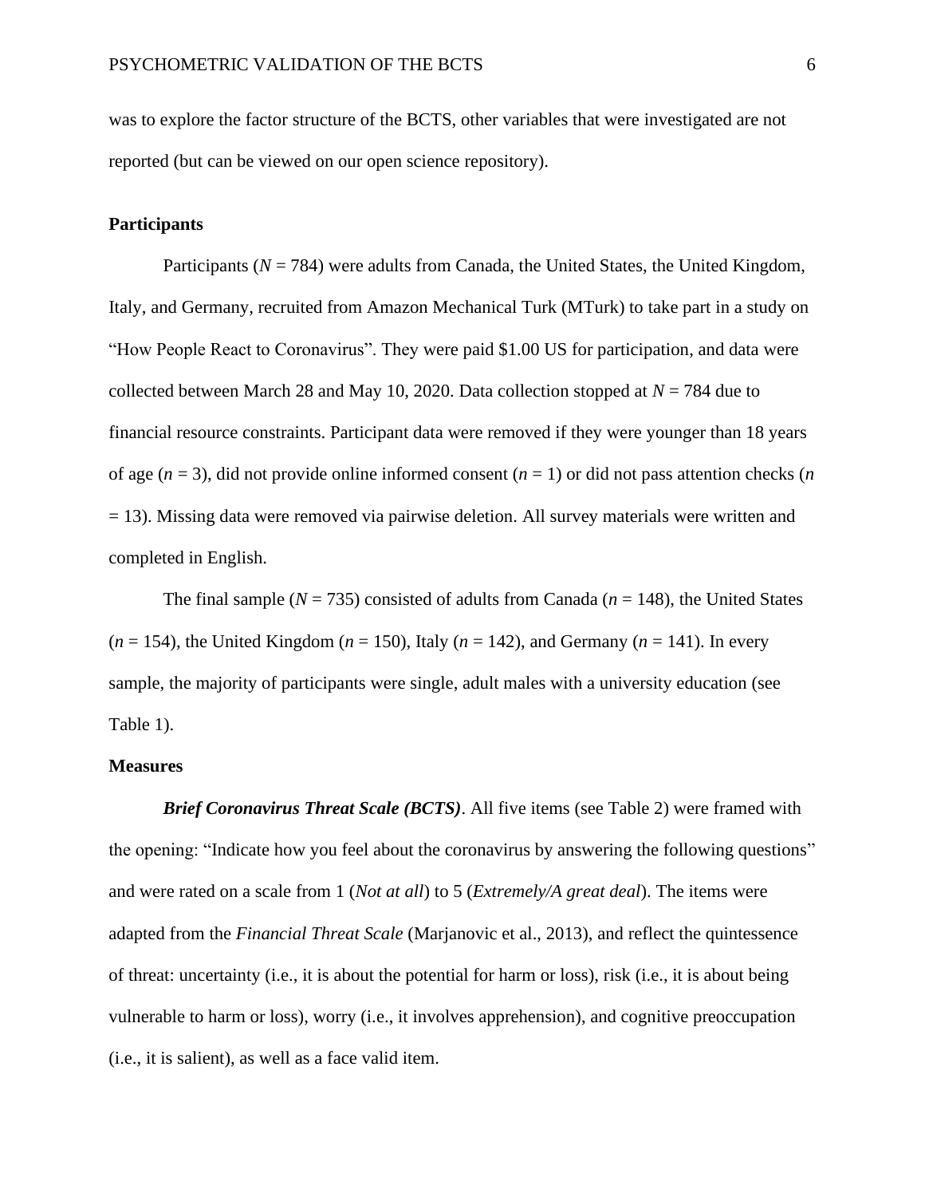was to explore the factor structure of the BCTS, other variables that were investigated are not reported (but can be viewed on our open science repository).

## Participants

Participants (*N* = 784) were adults from Canada, the United States, the United Kingdom, Italy, and Germany, recruited from Amazon Mechanical Turk (MTurk) to take part in a study on "How People React to Coronavirus". They were paid $1.00 US for participation, and data were collected between March 28 and May 10, 2020. Data collection stopped at *N* = 784 due to financial resource constraints. Participant data were removed if they were younger than 18 years of age (*n* = 3), did not provide online informed consent (*n* = 1) or did not pass attention checks (*n* = 13). Missing data were removed via pairwise deletion. All survey materials were written and completed in English.

The final sample (*N* = 735) consisted of adults from Canada (*n* = 148), the United States (*n* = 154), the United Kingdom (*n* = 150), Italy (*n* = 142), and Germany (*n* = 141). In every sample, the majority of participants were single, adult males with a university education (see Table 1).

## Measures

***Brief Coronavirus Threat Scale (BCTS)***. All five items (see Table 2) were framed with the opening: "Indicate how you feel about the coronavirus by answering the following questions" and were rated on a scale from 1 (*Not at all*) to 5 (*Extremely/A great deal*). The items were adapted from the *Financial Threat Scale* (Marjanovic et al., 2013), and reflect the quintessence of threat: uncertainty (i.e., it is about the potential for harm or loss), risk (i.e., it is about being vulnerable to harm or loss), worry (i.e., it involves apprehension), and cognitive preoccupation (i.e., it is salient), as well as a face valid item.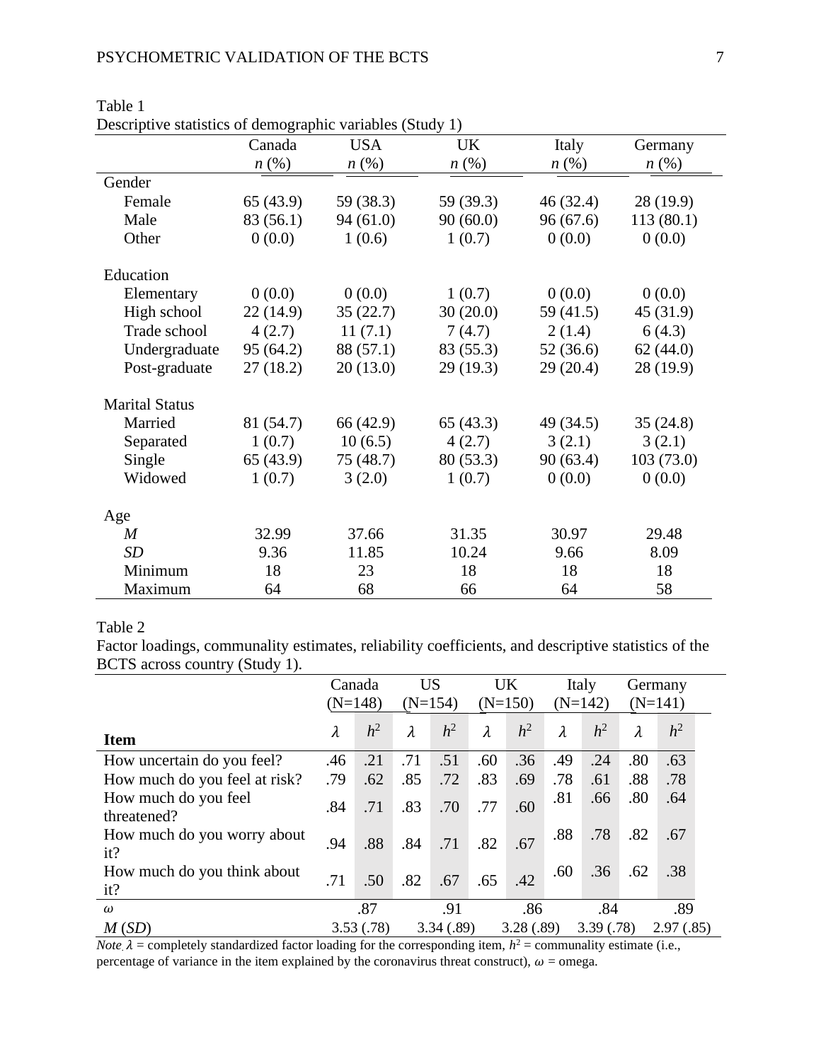Table 1
Descriptive statistics of demographic variables (Study 1)

| | Canada | USA | UK | Italy | Germany |
|---|---|---|---|---|---|
| | *n* (%) | *n* (%) | *n* (%) | *n* (%) | *n* (%) |
| Gender | | | | | |
| Female | 65 (43.9) | 59 (38.3) | 59 (39.3) | 46 (32.4) | 28 (19.9) |
| Male | 83 (56.1) | 94 (61.0) | 90 (60.0) | 96 (67.6) | 113 (80.1) |
| Other | 0 (0.0) | 1 (0.6) | 1 (0.7) | 0 (0.0) | 0 (0.0) |
| Education | | | | | |
| Elementary | 0 (0.0) | 0 (0.0) | 1 (0.7) | 0 (0.0) | 0 (0.0) |
| High school | 22 (14.9) | 35 (22.7) | 30 (20.0) | 59 (41.5) | 45 (31.9) |
| Trade school | 4 (2.7) | 11 (7.1) | 7 (4.7) | 2 (1.4) | 6 (4.3) |
| Undergraduate | 95 (64.2) | 88 (57.1) | 83 (55.3) | 52 (36.6) | 62 (44.0) |
| Post-graduate | 27 (18.2) | 20 (13.0) | 29 (19.3) | 29 (20.4) | 28 (19.9) |
| Marital Status | | | | | |
| Married | 81 (54.7) | 66 (42.9) | 65 (43.3) | 49 (34.5) | 35 (24.8) |
| Separated | 1 (0.7) | 10 (6.5) | 4 (2.7) | 3 (2.1) | 3 (2.1) |
| Single | 65 (43.9) | 75 (48.7) | 80 (53.3) | 90 (63.4) | 103 (73.0) |
| Widowed | 1 (0.7) | 3 (2.0) | 1 (0.7) | 0 (0.0) | 0 (0.0) |
| Age | | | | | |
| *M* | 32.99 | 37.66 | 31.35 | 30.97 | 29.48 |
| *SD* | 9.36 | 11.85 | 10.24 | 9.66 | 8.09 |
| Minimum | 18 | 23 | 18 | 18 | 18 |
| Maximum | 64 | 68 | 66 | 64 | 58 |

Table 2
Factor loadings, communality estimates, reliability coefficients, and descriptive statistics of the BCTS across country (Study 1).

| | Canada (N=148) | | US (N=154) | | UK (N=150) | | Italy (N=142) | | Germany (N=141) | |
|---|---|---|---|---|---|---|---|---|---|---|
| **Item** | $\lambda$ | $h^2$ | $\lambda$ | $h^2$ | $\lambda$ | $h^2$ | $\lambda$ | $h^2$ | $\lambda$ | $h^2$ |
| How uncertain do you feel? | .46 | .21 | .71 | .51 | .60 | .36 | .49 | .24 | .80 | .63 |
| How much do you feel at risk? | .79 | .62 | .85 | .72 | .83 | .69 | .78 | .61 | .88 | .78 |
| How much do you feel threatened? | .84 | .71 | .83 | .70 | .77 | .60 | .81 | .66 | .80 | .64 |
| How much do you worry about it? | .94 | .88 | .84 | .71 | .82 | .67 | .88 | .78 | .82 | .67 |
| How much do you think about it? | .71 | .50 | .82 | .67 | .65 | .42 | .60 | .36 | .62 | .38 |
| $\omega$ | .87 | | .91 | | .86 | | .84 | | .89 | |
| *M* (*SD*) | 3.53 (.78) | | 3.34 (.89) | | 3.28 (.89) | | 3.39 (.78) | | 2.97 (.85) | |

*Note.* $\lambda$ = completely standardized factor loading for the corresponding item, $h^2$ = communality estimate (i.e., percentage of variance in the item explained by the coronavirus threat construct), $\omega$ = omega.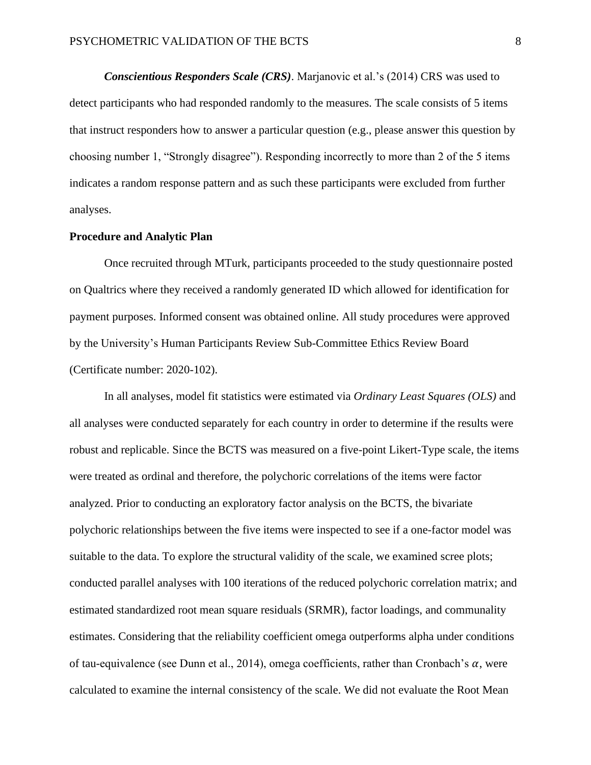***Conscientious Responders Scale (CRS)***. Marjanovic et al.'s (2014) CRS was used to detect participants who had responded randomly to the measures. The scale consists of 5 items that instruct responders how to answer a particular question (e.g., please answer this question by choosing number 1, "Strongly disagree"). Responding incorrectly to more than 2 of the 5 items indicates a random response pattern and as such these participants were excluded from further analyses.

**Procedure and Analytic Plan**

Once recruited through MTurk, participants proceeded to the study questionnaire posted on Qualtrics where they received a randomly generated ID which allowed for identification for payment purposes. Informed consent was obtained online. All study procedures were approved by the University's Human Participants Review Sub-Committee Ethics Review Board (Certificate number: 2020-102).

In all analyses, model fit statistics were estimated via *Ordinary Least Squares (OLS)* and all analyses were conducted separately for each country in order to determine if the results were robust and replicable. Since the BCTS was measured on a five-point Likert-Type scale, the items were treated as ordinal and therefore, the polychoric correlations of the items were factor analyzed. Prior to conducting an exploratory factor analysis on the BCTS, the bivariate polychoric relationships between the five items were inspected to see if a one-factor model was suitable to the data. To explore the structural validity of the scale, we examined scree plots; conducted parallel analyses with 100 iterations of the reduced polychoric correlation matrix; and estimated standardized root mean square residuals (SRMR), factor loadings, and communality estimates. Considering that the reliability coefficient omega outperforms alpha under conditions of tau-equivalence (see Dunn et al., 2014), omega coefficients, rather than Cronbach's $\alpha$, were calculated to examine the internal consistency of the scale. We did not evaluate the Root Mean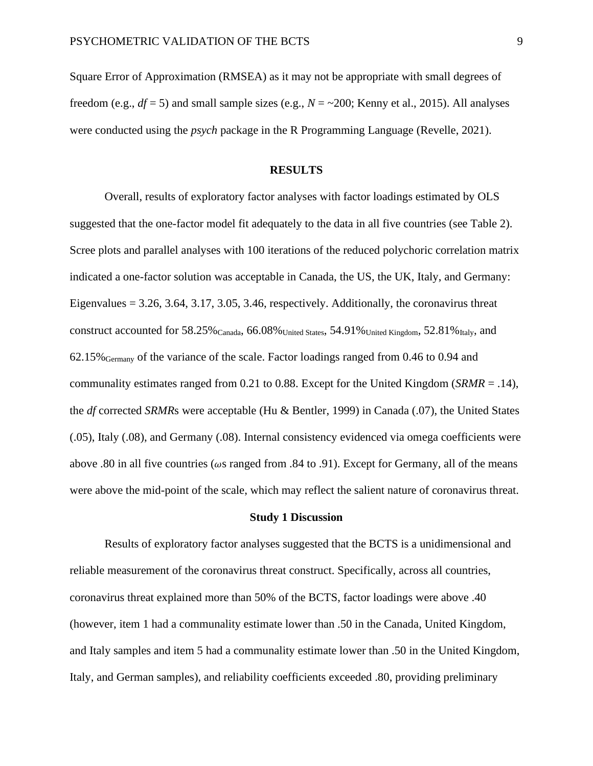Square Error of Approximation (RMSEA) as it may not be appropriate with small degrees of freedom (e.g., *df* = 5) and small sample sizes (e.g., *N* = ~200; Kenny et al., 2015). All analyses were conducted using the *psych* package in the R Programming Language (Revelle, 2021).

## RESULTS

Overall, results of exploratory factor analyses with factor loadings estimated by OLS suggested that the one-factor model fit adequately to the data in all five countries (see Table 2). Scree plots and parallel analyses with 100 iterations of the reduced polychoric correlation matrix indicated a one-factor solution was acceptable in Canada, the US, the UK, Italy, and Germany: Eigenvalues = 3.26, 3.64, 3.17, 3.05, 3.46, respectively. Additionally, the coronavirus threat construct accounted for $58.25\%_{\text{Canada}}$, $66.08\%_{\text{United States}}$, $54.91\%_{\text{United Kingdom}}$, $52.81\%_{\text{Italy}}$, and $62.15\%_{\text{Germany}}$ of the variance of the scale. Factor loadings ranged from 0.46 to 0.94 and communality estimates ranged from 0.21 to 0.88. Except for the United Kingdom (*SRMR* = .14), the *df* corrected *SRMR*s were acceptable (Hu & Bentler, 1999) in Canada (.07), the United States (.05), Italy (.08), and Germany (.08). Internal consistency evidenced via omega coefficients were above .80 in all five countries ($\omega$s ranged from .84 to .91). Except for Germany, all of the means were above the mid-point of the scale, which may reflect the salient nature of coronavirus threat.

### Study 1 Discussion

Results of exploratory factor analyses suggested that the BCTS is a unidimensional and reliable measurement of the coronavirus threat construct. Specifically, across all countries, coronavirus threat explained more than 50% of the BCTS, factor loadings were above .40 (however, item 1 had a communality estimate lower than .50 in the Canada, United Kingdom, and Italy samples and item 5 had a communality estimate lower than .50 in the United Kingdom, Italy, and German samples), and reliability coefficients exceeded .80, providing preliminary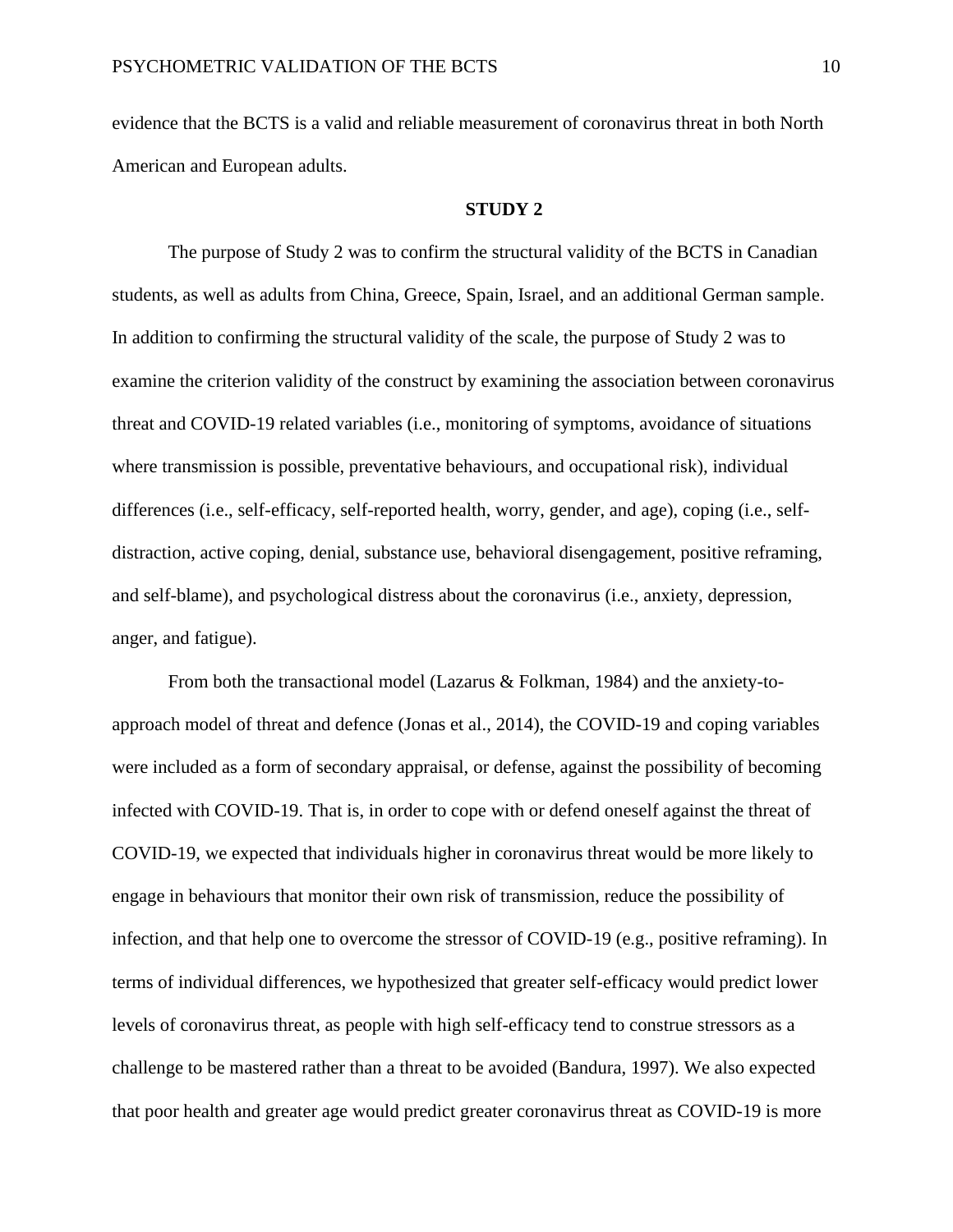evidence that the BCTS is a valid and reliable measurement of coronavirus threat in both North American and European adults.

## STUDY 2

The purpose of Study 2 was to confirm the structural validity of the BCTS in Canadian students, as well as adults from China, Greece, Spain, Israel, and an additional German sample. In addition to confirming the structural validity of the scale, the purpose of Study 2 was to examine the criterion validity of the construct by examining the association between coronavirus threat and COVID-19 related variables (i.e., monitoring of symptoms, avoidance of situations where transmission is possible, preventative behaviours, and occupational risk), individual differences (i.e., self-efficacy, self-reported health, worry, gender, and age), coping (i.e., self-distraction, active coping, denial, substance use, behavioral disengagement, positive reframing, and self-blame), and psychological distress about the coronavirus (i.e., anxiety, depression, anger, and fatigue).

From both the transactional model (Lazarus & Folkman, 1984) and the anxiety-to-approach model of threat and defence (Jonas et al., 2014), the COVID-19 and coping variables were included as a form of secondary appraisal, or defense, against the possibility of becoming infected with COVID-19. That is, in order to cope with or defend oneself against the threat of COVID-19, we expected that individuals higher in coronavirus threat would be more likely to engage in behaviours that monitor their own risk of transmission, reduce the possibility of infection, and that help one to overcome the stressor of COVID-19 (e.g., positive reframing). In terms of individual differences, we hypothesized that greater self-efficacy would predict lower levels of coronavirus threat, as people with high self-efficacy tend to construe stressors as a challenge to be mastered rather than a threat to be avoided (Bandura, 1997). We also expected that poor health and greater age would predict greater coronavirus threat as COVID-19 is more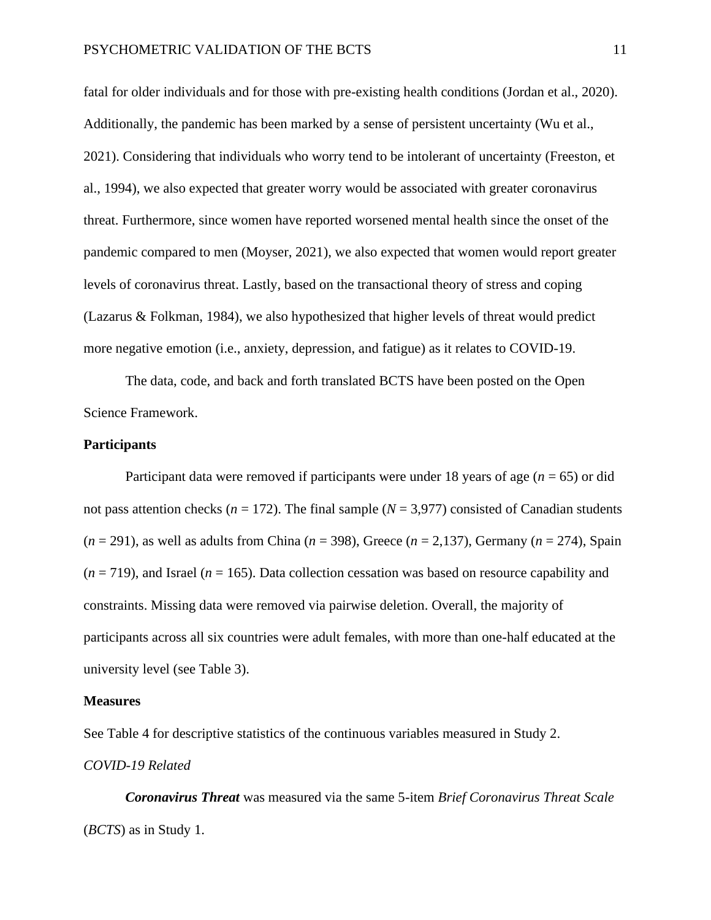fatal for older individuals and for those with pre-existing health conditions (Jordan et al., 2020). Additionally, the pandemic has been marked by a sense of persistent uncertainty (Wu et al., 2021). Considering that individuals who worry tend to be intolerant of uncertainty (Freeston, et al., 1994), we also expected that greater worry would be associated with greater coronavirus threat. Furthermore, since women have reported worsened mental health since the onset of the pandemic compared to men (Moyser, 2021), we also expected that women would report greater levels of coronavirus threat. Lastly, based on the transactional theory of stress and coping (Lazarus & Folkman, 1984), we also hypothesized that higher levels of threat would predict more negative emotion (i.e., anxiety, depression, and fatigue) as it relates to COVID-19.

The data, code, and back and forth translated BCTS have been posted on the Open Science Framework.

**Participants**

Participant data were removed if participants were under 18 years of age (*n* = 65) or did not pass attention checks (*n* = 172). The final sample (*N* = 3,977) consisted of Canadian students (*n* = 291), as well as adults from China (*n* = 398), Greece (*n* = 2,137), Germany (*n* = 274), Spain (*n* = 719), and Israel (*n* = 165). Data collection cessation was based on resource capability and constraints. Missing data were removed via pairwise deletion. Overall, the majority of participants across all six countries were adult females, with more than one-half educated at the university level (see Table 3).

**Measures**

See Table 4 for descriptive statistics of the continuous variables measured in Study 2.

*COVID-19 Related*

***Coronavirus Threat*** was measured via the same 5-item *Brief Coronavirus Threat Scale* (*BCTS*) as in Study 1.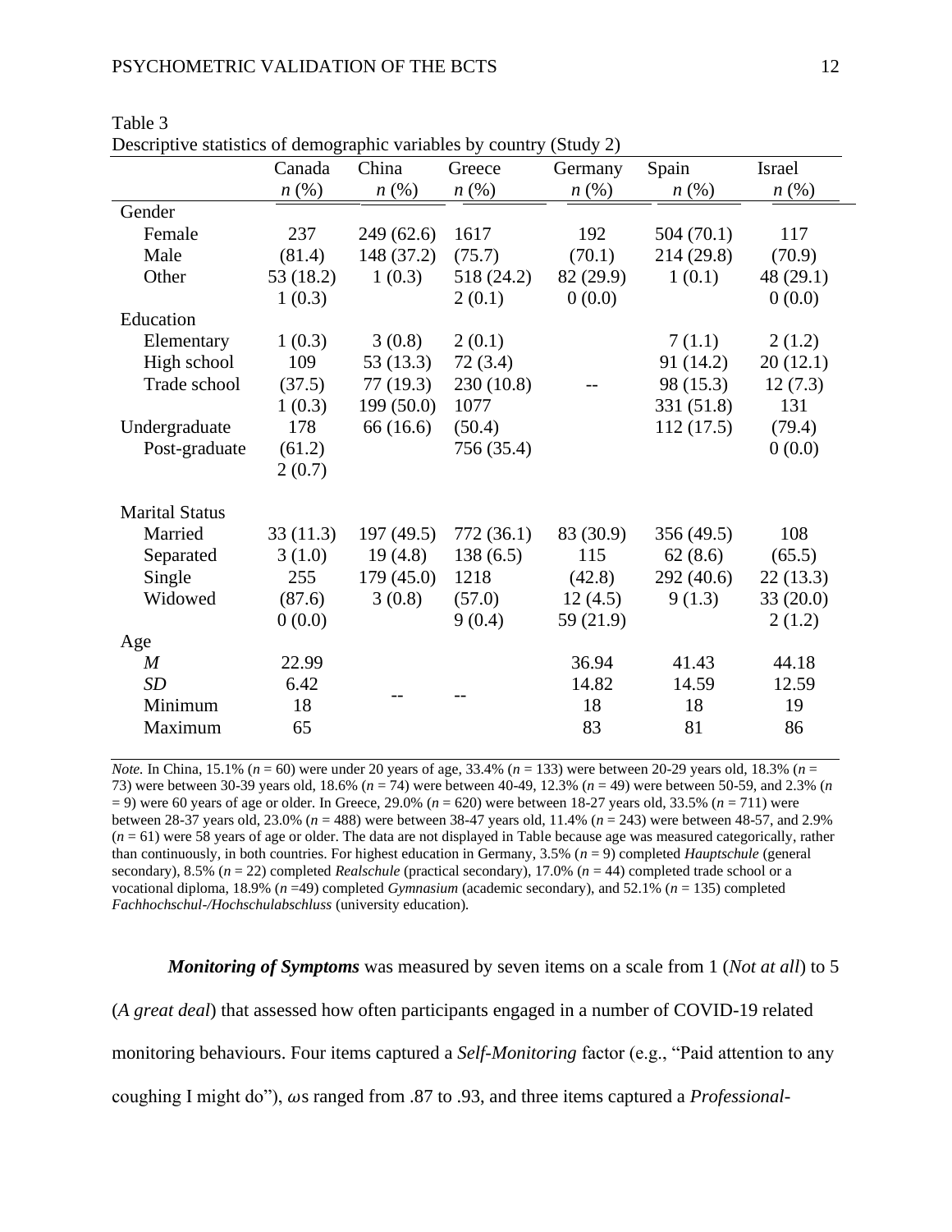Table 3
Descriptive statistics of demographic variables by country (Study 2)

| | Canada | China | Greece | Germany | Spain | Israel |
|---|---|---|---|---|---|---|
| | *n* (%) | *n* (%) | *n* (%) | *n* (%) | *n* (%) | *n* (%) |
| Gender | | | | | | |
| Female | 237 (81.4) | 249 (62.6) | 1617 (75.7) | 192 (70.1) | 504 (70.1) | 117 (70.9) |
| Male | 53 (18.2) | 148 (37.2) | 518 (24.2) | 82 (29.9) | 214 (29.8) | 48 (29.1) |
| Other | 1 (0.3) | 1 (0.3) | 2 (0.1) | 0 (0.0) | 1 (0.1) | 0 (0.0) |
| Education | | | | | | |
| Elementary | 1 (0.3) | 3 (0.8) | 2 (0.1) | -- | 7 (1.1) | 2 (1.2) |
| High school | 109 (37.5) | 53 (13.3) | 72 (3.4) | | 91 (14.2) | 20 (12.1) |
| Trade school | 1 (0.3) | 77 (19.3) | 230 (10.8) | | 98 (15.3) | 12 (7.3) |
| Undergraduate | 178 (61.2) | 199 (50.0) | 1077 (50.4) | | 331 (51.8) | 131 (79.4) |
| Post-graduate | 2 (0.7) | 66 (16.6) | 756 (35.4) | | 112 (17.5) | 0 (0.0) |
| Marital Status | | | | | | |
| Married | 33 (11.3) | 197 (49.5) | 772 (36.1) | 83 (30.9) | 356 (49.5) | 108 (65.5) |
| Separated | 3 (1.0) | 19 (4.8) | 138 (6.5) | 115 (42.8) | 62 (8.6) | 22 (13.3) |
| Single | 255 (87.6) | 179 (45.0) | 1218 (57.0) | 12 (4.5) | 292 (40.6) | 33 (20.0) |
| Widowed | 0 (0.0) | 3 (0.8) | 9 (0.4) | 59 (21.9) | 9 (1.3) | 2 (1.2) |
| Age | | | | | | |
| *M* | 22.99 | -- | -- | 36.94 | 41.43 | 44.18 |
| *SD* | 6.42 | | | 14.82 | 14.59 | 12.59 |
| Minimum | 18 | | | 18 | 18 | 19 |
| Maximum | 65 | | | 83 | 81 | 86 |

*Note.* In China, 15.1% (*n* = 60) were under 20 years of age, 33.4% (*n* = 133) were between 20-29 years old, 18.3% (*n* = 73) were between 30-39 years old, 18.6% (*n* = 74) were between 40-49, 12.3% (*n* = 49) were between 50-59, and 2.3% (*n* = 9) were 60 years of age or older. In Greece, 29.0% (*n* = 620) were between 18-27 years old, 33.5% (*n* = 711) were between 28-37 years old, 23.0% (*n* = 488) were between 38-47 years old, 11.4% (*n* = 243) were between 48-57, and 2.9% (*n* = 61) were 58 years of age or older. The data are not displayed in Table because age was measured categorically, rather than continuously, in both countries. For highest education in Germany, 3.5% (*n* = 9) completed *Hauptschule* (general secondary), 8.5% (*n* = 22) completed *Realschule* (practical secondary), 17.0% (*n* = 44) completed trade school or a vocational diploma, 18.9% (*n* =49) completed *Gymnasium* (academic secondary), and 52.1% (*n* = 135) completed *Fachhochschul-/Hochschulabschluss* (university education).

***Monitoring of Symptoms*** was measured by seven items on a scale from 1 (*Not at all*) to 5 (*A great deal*) that assessed how often participants engaged in a number of COVID-19 related monitoring behaviours. Four items captured a *Self-Monitoring* factor (e.g., "Paid attention to any coughing I might do"), $\omega$s ranged from .87 to .93, and three items captured a *Professional-*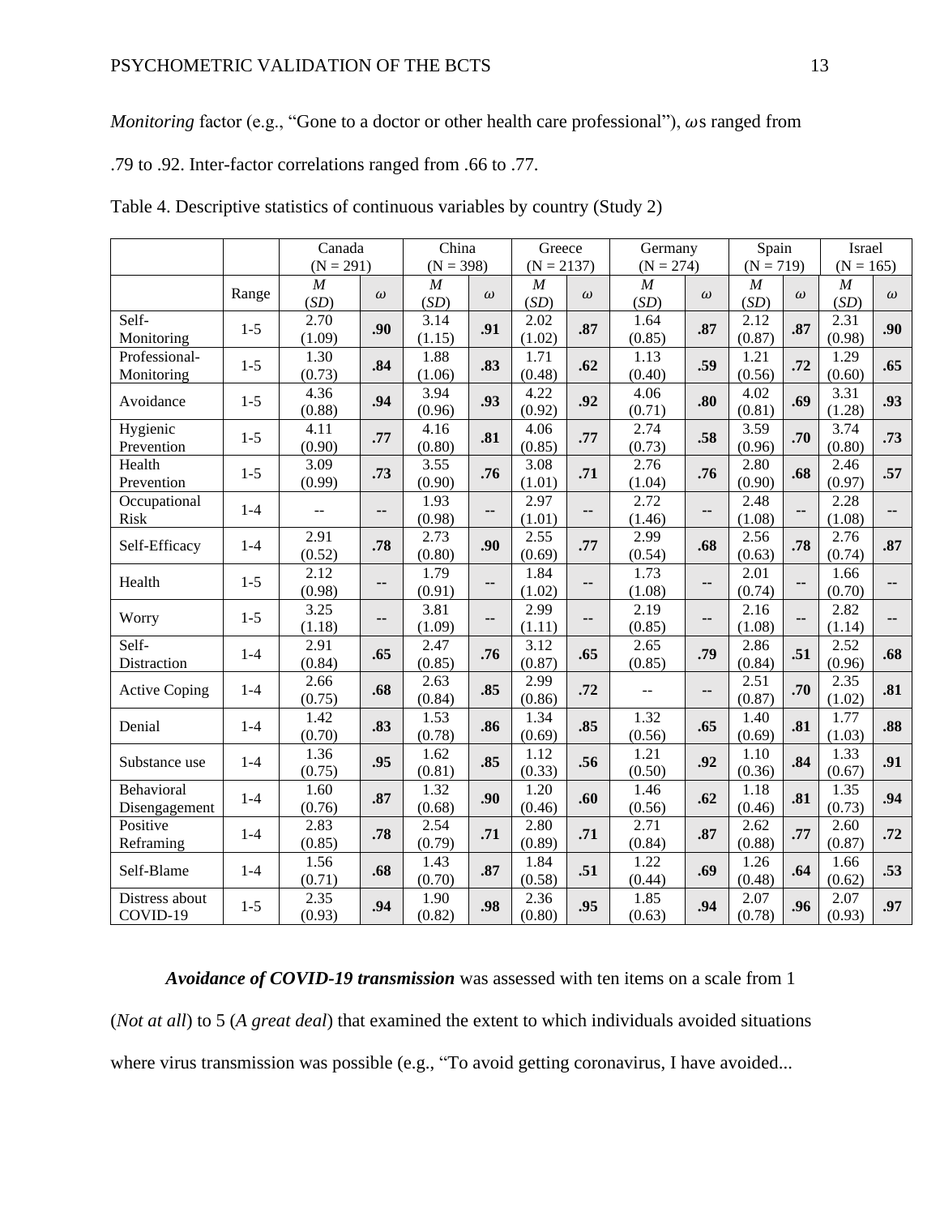*Monitoring* factor (e.g., "Gone to a doctor or other health care professional"), $\omega$s ranged from .79 to .92. Inter-factor correlations ranged from .66 to .77.

Table 4. Descriptive statistics of continuous variables by country (Study 2)

| | | Canada (N = 291) | | China (N = 398) | | Greece (N = 2137) | | Germany (N = 274) | | Spain (N = 719) | | Israel (N = 165) | |
|---|---|---|---|---|---|---|---|---|---|---|---|---|---|
| | Range | *M* (*SD*) | $\omega$ | *M* (*SD*) | $\omega$ | *M* (*SD*) | $\omega$ | *M* (*SD*) | $\omega$ | *M* (*SD*) | $\omega$ | *M* (*SD*) | $\omega$ |
| Self-Monitoring | 1-5 | 2.70 (1.09) | **.90** | 3.14 (1.15) | **.91** | 2.02 (1.02) | **.87** | 1.64 (0.85) | **.87** | 2.12 (0.87) | **.87** | 2.31 (0.98) | **.90** |
| Professional-Monitoring | 1-5 | 1.30 (0.73) | **.84** | 1.88 (1.06) | **.83** | 1.71 (0.48) | **.62** | 1.13 (0.40) | **.59** | 1.21 (0.56) | **.72** | 1.29 (0.60) | **.65** |
| Avoidance | 1-5 | 4.36 (0.88) | **.94** | 3.94 (0.96) | **.93** | 4.22 (0.92) | **.92** | 4.06 (0.71) | **.80** | 4.02 (0.81) | **.69** | 3.31 (1.28) | **.93** |
| Hygienic Prevention | 1-5 | 4.11 (0.90) | **.77** | 4.16 (0.80) | **.81** | 4.06 (0.85) | **.77** | 2.74 (0.73) | **.58** | 3.59 (0.96) | **.70** | 3.74 (0.80) | **.73** |
| Health Prevention | 1-5 | 3.09 (0.99) | **.73** | 3.55 (0.90) | **.76** | 3.08 (1.01) | **.71** | 2.76 (1.04) | **.76** | 2.80 (0.90) | **.68** | 2.46 (0.97) | **.57** |
| Occupational Risk | 1-4 | -- | -- | 1.93 (0.98) | -- | 2.97 (1.01) | -- | 2.72 (1.46) | -- | 2.48 (1.08) | -- | 2.28 (1.08) | -- |
| Self-Efficacy | 1-4 | 2.91 (0.52) | **.78** | 2.73 (0.80) | **.90** | 2.55 (0.69) | **.77** | 2.99 (0.54) | **.68** | 2.56 (0.63) | **.78** | 2.76 (0.74) | **.87** |
| Health | 1-5 | 2.12 (0.98) | -- | 1.79 (0.91) | -- | 1.84 (1.02) | -- | 1.73 (1.08) | -- | 2.01 (0.74) | -- | 1.66 (0.70) | -- |
| Worry | 1-5 | 3.25 (1.18) | -- | 3.81 (1.09) | -- | 2.99 (1.11) | -- | 2.19 (0.85) | -- | 2.16 (1.08) | -- | 2.82 (1.14) | -- |
| Self-Distraction | 1-4 | 2.91 (0.84) | **.65** | 2.47 (0.85) | **.76** | 3.12 (0.87) | **.65** | 2.65 (0.85) | **.79** | 2.86 (0.84) | **.51** | 2.52 (0.96) | **.68** |
| Active Coping | 1-4 | 2.66 (0.75) | **.68** | 2.63 (0.84) | **.85** | 2.99 (0.86) | **.72** | -- | -- | 2.51 (0.87) | **.70** | 2.35 (1.02) | **.81** |
| Denial | 1-4 | 1.42 (0.70) | **.83** | 1.53 (0.78) | **.86** | 1.34 (0.69) | **.85** | 1.32 (0.56) | **.65** | 1.40 (0.69) | **.81** | 1.77 (1.03) | **.88** |
| Substance use | 1-4 | 1.36 (0.75) | **.95** | 1.62 (0.81) | **.85** | 1.12 (0.33) | **.56** | 1.21 (0.50) | **.92** | 1.10 (0.36) | **.84** | 1.33 (0.67) | **.91** |
| Behavioral Disengagement | 1-4 | 1.60 (0.76) | **.87** | 1.32 (0.68) | **.90** | 1.20 (0.46) | **.60** | 1.46 (0.56) | **.62** | 1.18 (0.46) | **.81** | 1.35 (0.73) | **.94** |
| Positive Reframing | 1-4 | 2.83 (0.85) | **.78** | 2.54 (0.79) | **.71** | 2.80 (0.89) | **.71** | 2.71 (0.84) | **.87** | 2.62 (0.88) | **.77** | 2.60 (0.87) | **.72** |
| Self-Blame | 1-4 | 1.56 (0.71) | **.68** | 1.43 (0.70) | **.87** | 1.84 (0.58) | **.51** | 1.22 (0.44) | **.69** | 1.26 (0.48) | **.64** | 1.66 (0.62) | **.53** |
| Distress about COVID-19 | 1-5 | 2.35 (0.93) | **.94** | 1.90 (0.82) | **.98** | 2.36 (0.80) | **.95** | 1.85 (0.63) | **.94** | 2.07 (0.78) | **.96** | 2.07 (0.93) | **.97** |

***Avoidance of COVID-19 transmission*** was assessed with ten items on a scale from 1 (*Not at all*) to 5 (*A great deal*) that examined the extent to which individuals avoided situations where virus transmission was possible (e.g., "To avoid getting coronavirus, I have avoided...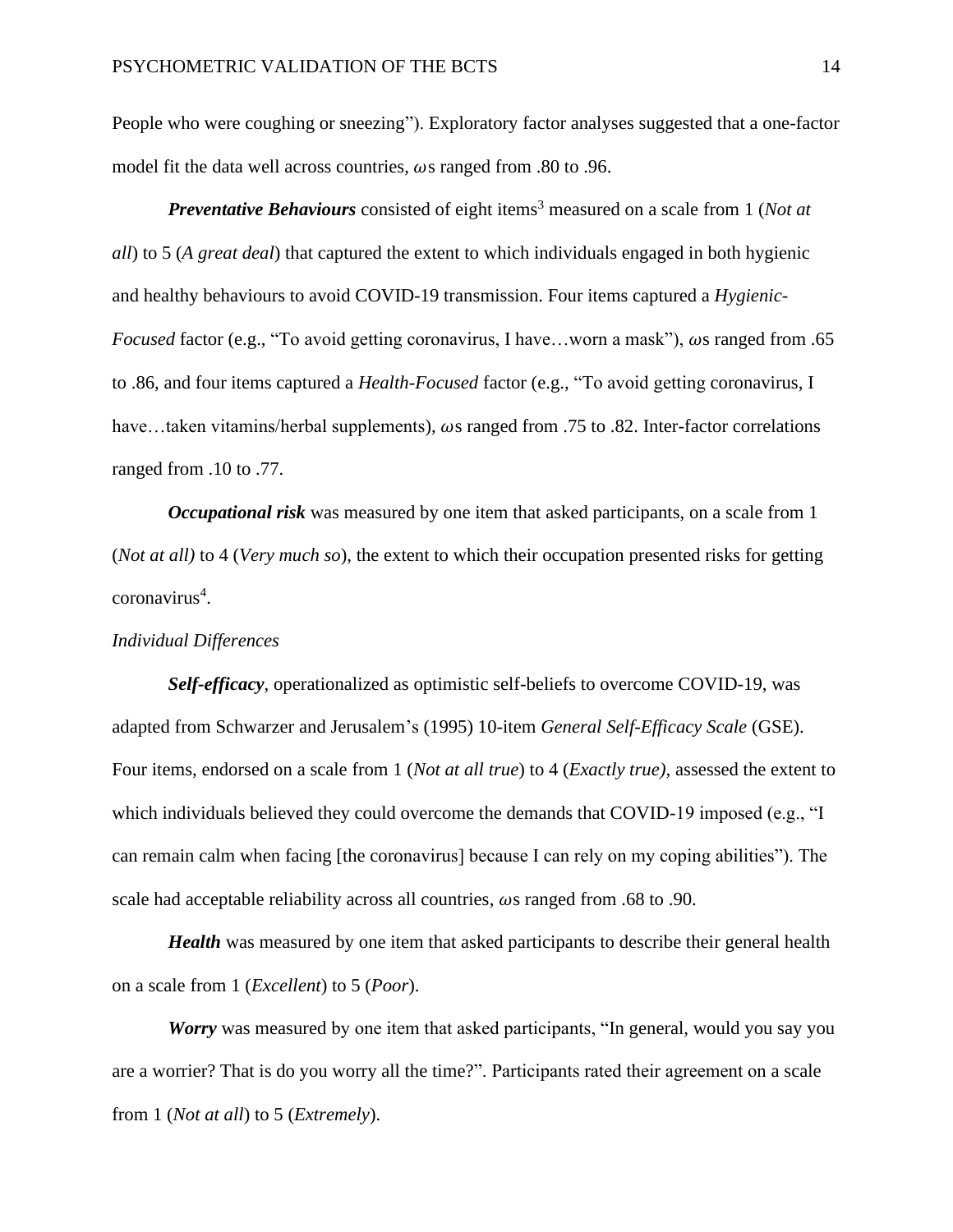People who were coughing or sneezing"). Exploratory factor analyses suggested that a one-factor model fit the data well across countries, $\omega$s ranged from .80 to .96.

***Preventative Behaviours*** consisted of eight items[3] measured on a scale from 1 (*Not at all*) to 5 (*A great deal*) that captured the extent to which individuals engaged in both hygienic and healthy behaviours to avoid COVID-19 transmission. Four items captured a *Hygienic-Focused* factor (e.g., "To avoid getting coronavirus, I have…worn a mask"), $\omega$s ranged from .65 to .86, and four items captured a *Health-Focused* factor (e.g., "To avoid getting coronavirus, I have…taken vitamins/herbal supplements), $\omega$s ranged from .75 to .82. Inter-factor correlations ranged from .10 to .77.

***Occupational risk*** was measured by one item that asked participants, on a scale from 1 (*Not at all)* to 4 (*Very much so*), the extent to which their occupation presented risks for getting coronavirus[4].

*Individual Differences*

***Self-efficacy***, operationalized as optimistic self-beliefs to overcome COVID-19, was adapted from Schwarzer and Jerusalem's (1995) 10-item *General Self-Efficacy Scale* (GSE). Four items, endorsed on a scale from 1 (*Not at all true*) to 4 (*Exactly true)*, assessed the extent to which individuals believed they could overcome the demands that COVID-19 imposed (e.g., "I can remain calm when facing [the coronavirus] because I can rely on my coping abilities"). The scale had acceptable reliability across all countries, $\omega$s ranged from .68 to .90.

***Health*** was measured by one item that asked participants to describe their general health on a scale from 1 (*Excellent*) to 5 (*Poor*).

***Worry*** was measured by one item that asked participants, "In general, would you say you are a worrier? That is do you worry all the time?". Participants rated their agreement on a scale from 1 (*Not at all*) to 5 (*Extremely*).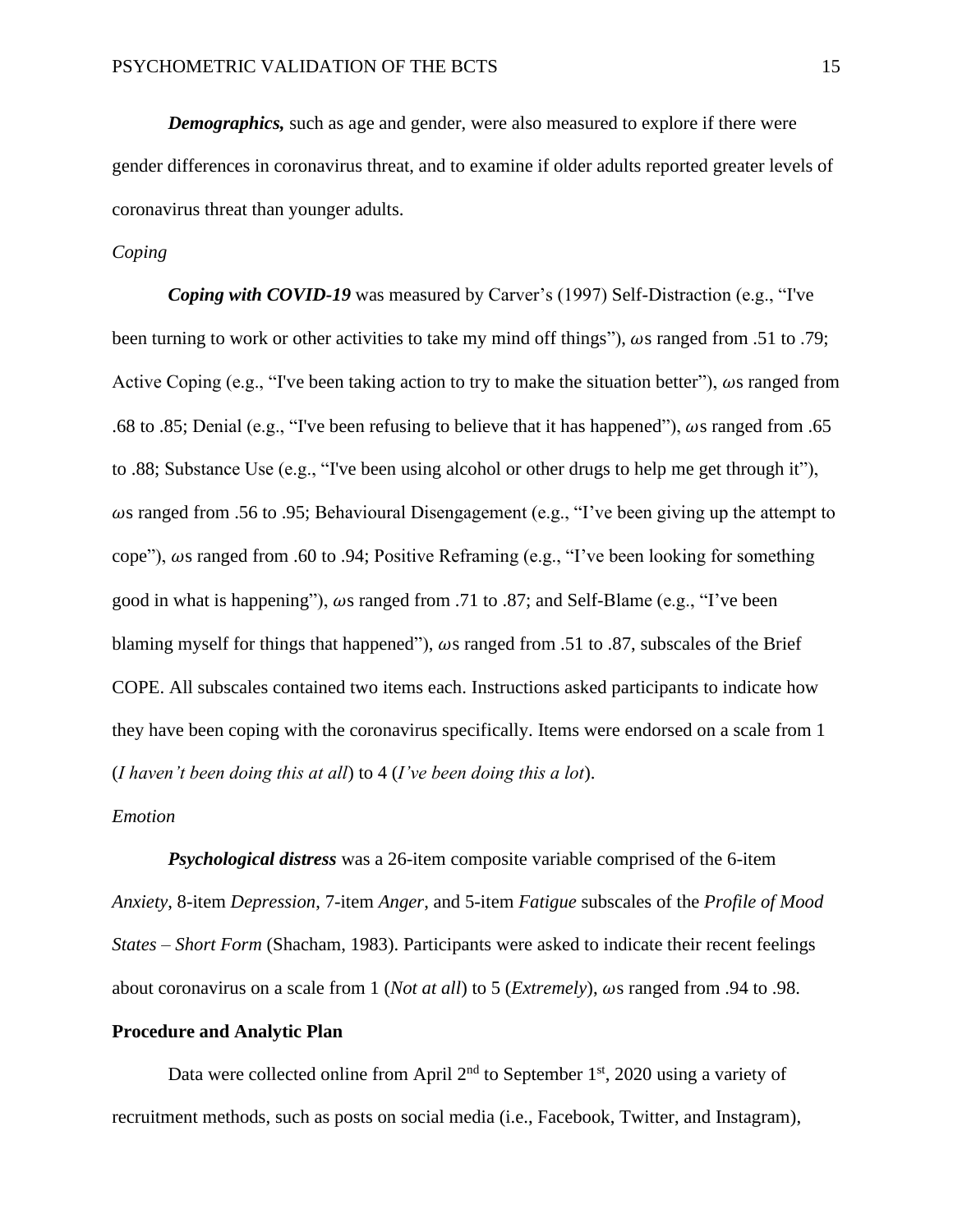***Demographics,*** such as age and gender, were also measured to explore if there were gender differences in coronavirus threat, and to examine if older adults reported greater levels of coronavirus threat than younger adults.

*Coping*

***Coping with COVID-19*** was measured by Carver's (1997) Self-Distraction (e.g., "I've been turning to work or other activities to take my mind off things"), $\omega$s ranged from .51 to .79; Active Coping (e.g., "I've been taking action to try to make the situation better"), $\omega$s ranged from .68 to .85; Denial (e.g., "I've been refusing to believe that it has happened"), $\omega$s ranged from .65 to .88; Substance Use (e.g., "I've been using alcohol or other drugs to help me get through it"), $\omega$s ranged from .56 to .95; Behavioural Disengagement (e.g., "I've been giving up the attempt to cope"), $\omega$s ranged from .60 to .94; Positive Reframing (e.g., "I've been looking for something good in what is happening"), $\omega$s ranged from .71 to .87; and Self-Blame (e.g., "I've been blaming myself for things that happened"), $\omega$s ranged from .51 to .87, subscales of the Brief COPE. All subscales contained two items each. Instructions asked participants to indicate how they have been coping with the coronavirus specifically. Items were endorsed on a scale from 1 (*I haven't been doing this at all*) to 4 (*I've been doing this a lot*).

*Emotion*

***Psychological distress*** was a 26-item composite variable comprised of the 6-item *Anxiety*, 8-item *Depression*, 7-item *Anger*, and 5-item *Fatigue* subscales of the *Profile of Mood States – Short Form* (Shacham, 1983). Participants were asked to indicate their recent feelings about coronavirus on a scale from 1 (*Not at all*) to 5 (*Extremely*), $\omega$s ranged from .94 to .98.

**Procedure and Analytic Plan**

Data were collected online from April 2nd to September 1st, 2020 using a variety of recruitment methods, such as posts on social media (i.e., Facebook, Twitter, and Instagram),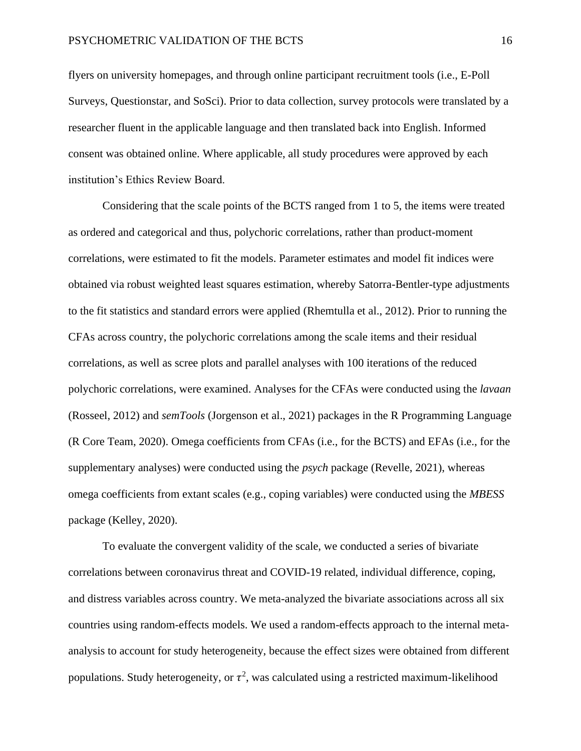flyers on university homepages, and through online participant recruitment tools (i.e., E-Poll Surveys, Questionstar, and SoSci). Prior to data collection, survey protocols were translated by a researcher fluent in the applicable language and then translated back into English. Informed consent was obtained online. Where applicable, all study procedures were approved by each institution's Ethics Review Board.

Considering that the scale points of the BCTS ranged from 1 to 5, the items were treated as ordered and categorical and thus, polychoric correlations, rather than product-moment correlations, were estimated to fit the models. Parameter estimates and model fit indices were obtained via robust weighted least squares estimation, whereby Satorra-Bentler-type adjustments to the fit statistics and standard errors were applied (Rhemtulla et al., 2012). Prior to running the CFAs across country, the polychoric correlations among the scale items and their residual correlations, as well as scree plots and parallel analyses with 100 iterations of the reduced polychoric correlations, were examined. Analyses for the CFAs were conducted using the *lavaan* (Rosseel, 2012) and *semTools* (Jorgenson et al., 2021) packages in the R Programming Language (R Core Team, 2020). Omega coefficients from CFAs (i.e., for the BCTS) and EFAs (i.e., for the supplementary analyses) were conducted using the *psych* package (Revelle, 2021), whereas omega coefficients from extant scales (e.g., coping variables) were conducted using the *MBESS* package (Kelley, 2020).

To evaluate the convergent validity of the scale, we conducted a series of bivariate correlations between coronavirus threat and COVID-19 related, individual difference, coping, and distress variables across country. We meta-analyzed the bivariate associations across all six countries using random-effects models. We used a random-effects approach to the internal meta-analysis to account for study heterogeneity, because the effect sizes were obtained from different populations. Study heterogeneity, or $\tau^2$, was calculated using a restricted maximum-likelihood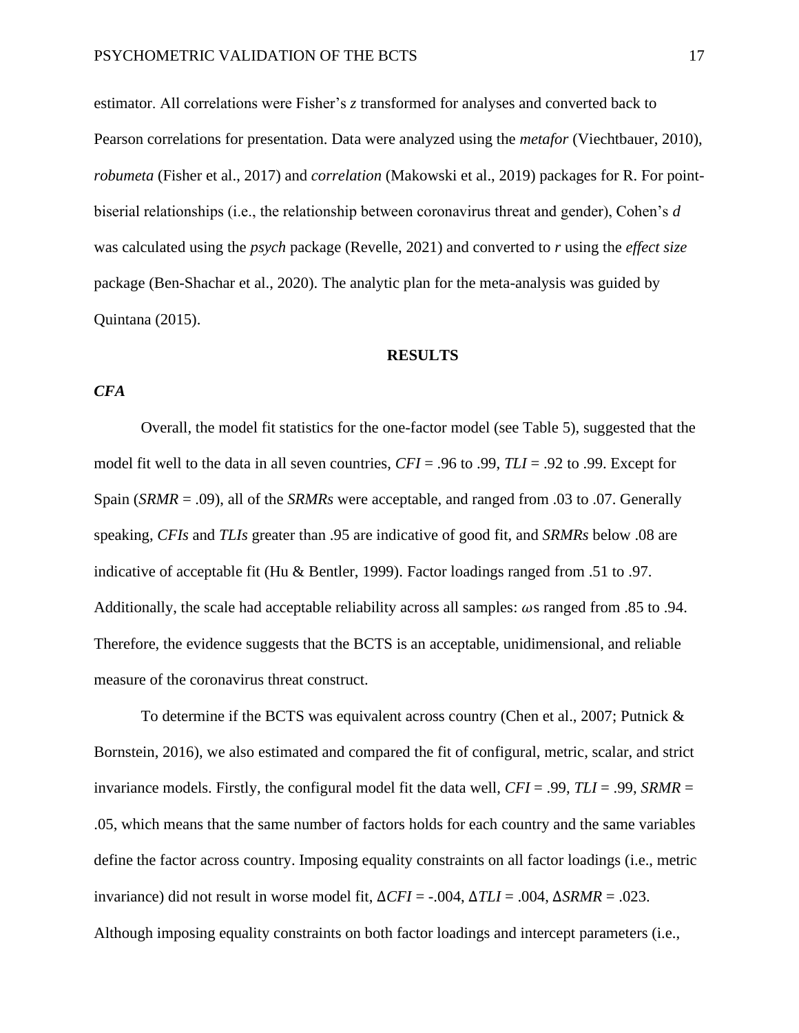estimator. All correlations were Fisher's *z* transformed for analyses and converted back to Pearson correlations for presentation. Data were analyzed using the *metafor* (Viechtbauer, 2010), *robumeta* (Fisher et al., 2017) and *correlation* (Makowski et al., 2019) packages for R. For point-biserial relationships (i.e., the relationship between coronavirus threat and gender), Cohen's *d* was calculated using the *psych* package (Revelle, 2021) and converted to *r* using the *effect size* package (Ben-Shachar et al., 2020). The analytic plan for the meta-analysis was guided by Quintana (2015).

## RESULTS

### *CFA*

Overall, the model fit statistics for the one-factor model (see Table 5), suggested that the model fit well to the data in all seven countries, *CFI* = .96 to .99, *TLI* = .92 to .99. Except for Spain (*SRMR* = .09), all of the *SRMRs* were acceptable, and ranged from .03 to .07. Generally speaking, *CFIs* and *TLIs* greater than .95 are indicative of good fit, and *SRMRs* below .08 are indicative of acceptable fit (Hu & Bentler, 1999). Factor loadings ranged from .51 to .97. Additionally, the scale had acceptable reliability across all samples: $\omega$s ranged from .85 to .94. Therefore, the evidence suggests that the BCTS is an acceptable, unidimensional, and reliable measure of the coronavirus threat construct.

To determine if the BCTS was equivalent across country (Chen et al., 2007; Putnick & Bornstein, 2016), we also estimated and compared the fit of configural, metric, scalar, and strict invariance models. Firstly, the configural model fit the data well, *CFI* = .99, *TLI* = .99, *SRMR* = .05, which means that the same number of factors holds for each country and the same variables define the factor across country. Imposing equality constraints on all factor loadings (i.e., metric invariance) did not result in worse model fit, $\Delta CFI$ = -.004, $\Delta TLI$ = .004, $\Delta SRMR$ = .023. Although imposing equality constraints on both factor loadings and intercept parameters (i.e.,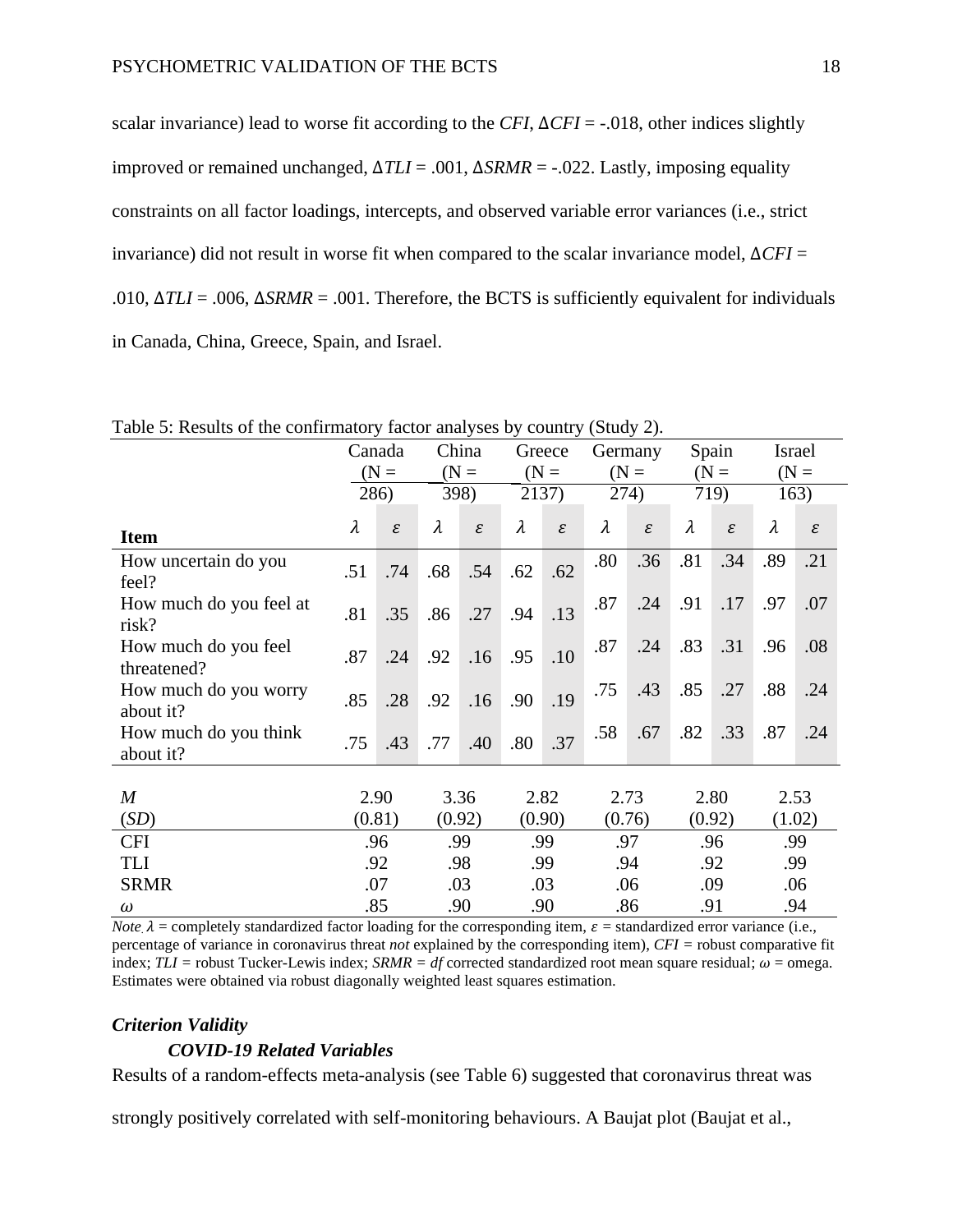scalar invariance) lead to worse fit according to the *CFI*, Δ*CFI* = -.018, other indices slightly improved or remained unchanged, Δ*TLI* = .001, Δ*SRMR* = -.022. Lastly, imposing equality constraints on all factor loadings, intercepts, and observed variable error variances (i.e., strict invariance) did not result in worse fit when compared to the scalar invariance model, Δ*CFI* = .010, Δ*TLI* = .006, Δ*SRMR* = .001. Therefore, the BCTS is sufficiently equivalent for individuals in Canada, China, Greece, Spain, and Israel.

Table 5: Results of the confirmatory factor analyses by country (Study 2).

| | Canada (N = 286) | | China (N = 398) | | Greece (N = 2137) | | Germany (N = 274) | | Spain (N = 719) | | Israel (N = 163) | |
|---|---|---|---|---|---|---|---|---|---|---|---|---|
| **Item** | $\lambda$ | $\varepsilon$ | $\lambda$ | $\varepsilon$ | $\lambda$ | $\varepsilon$ | $\lambda$ | $\varepsilon$ | $\lambda$ | $\varepsilon$ | $\lambda$ | $\varepsilon$ |
| How uncertain do you feel? | .51 | .74 | .68 | .54 | .62 | .62 | .80 | .36 | .81 | .34 | .89 | .21 |
| How much do you feel at risk? | .81 | .35 | .86 | .27 | .94 | .13 | .87 | .24 | .91 | .17 | .97 | .07 |
| How much do you feel threatened? | .87 | .24 | .92 | .16 | .95 | .10 | .87 | .24 | .83 | .31 | .96 | .08 |
| How much do you worry about it? | .85 | .28 | .92 | .16 | .90 | .19 | .75 | .43 | .85 | .27 | .88 | .24 |
| How much do you think about it? | .75 | .43 | .77 | .40 | .80 | .37 | .58 | .67 | .82 | .33 | .87 | .24 |
| *M* (*SD*) | 2.90 (0.81) | | 3.36 (0.92) | | 2.82 (0.90) | | 2.73 (0.76) | | 2.80 (0.92) | | 2.53 (1.02) | |
| CFI | .96 | | .99 | | .99 | | .97 | | .96 | | .99 | |
| TLI | .92 | | .98 | | .99 | | .94 | | .92 | | .99 | |
| SRMR | .07 | | .03 | | .03 | | .06 | | .09 | | .06 | |
| $\omega$ | .85 | | .90 | | .90 | | .86 | | .91 | | .94 | |

*Note*. $\lambda$ = completely standardized factor loading for the corresponding item, $\varepsilon$ = standardized error variance (i.e., percentage of variance in coronavirus threat *not* explained by the corresponding item), *CFI* = robust comparative fit index; *TLI* = robust Tucker-Lewis index; *SRMR = df* corrected standardized root mean square residual; $\omega$ = omega. Estimates were obtained via robust diagonally weighted least squares estimation.

### *Criterion Validity*

#### *COVID-19 Related Variables*

Results of a random-effects meta-analysis (see Table 6) suggested that coronavirus threat was strongly positively correlated with self-monitoring behaviours. A Baujat plot (Baujat et al.,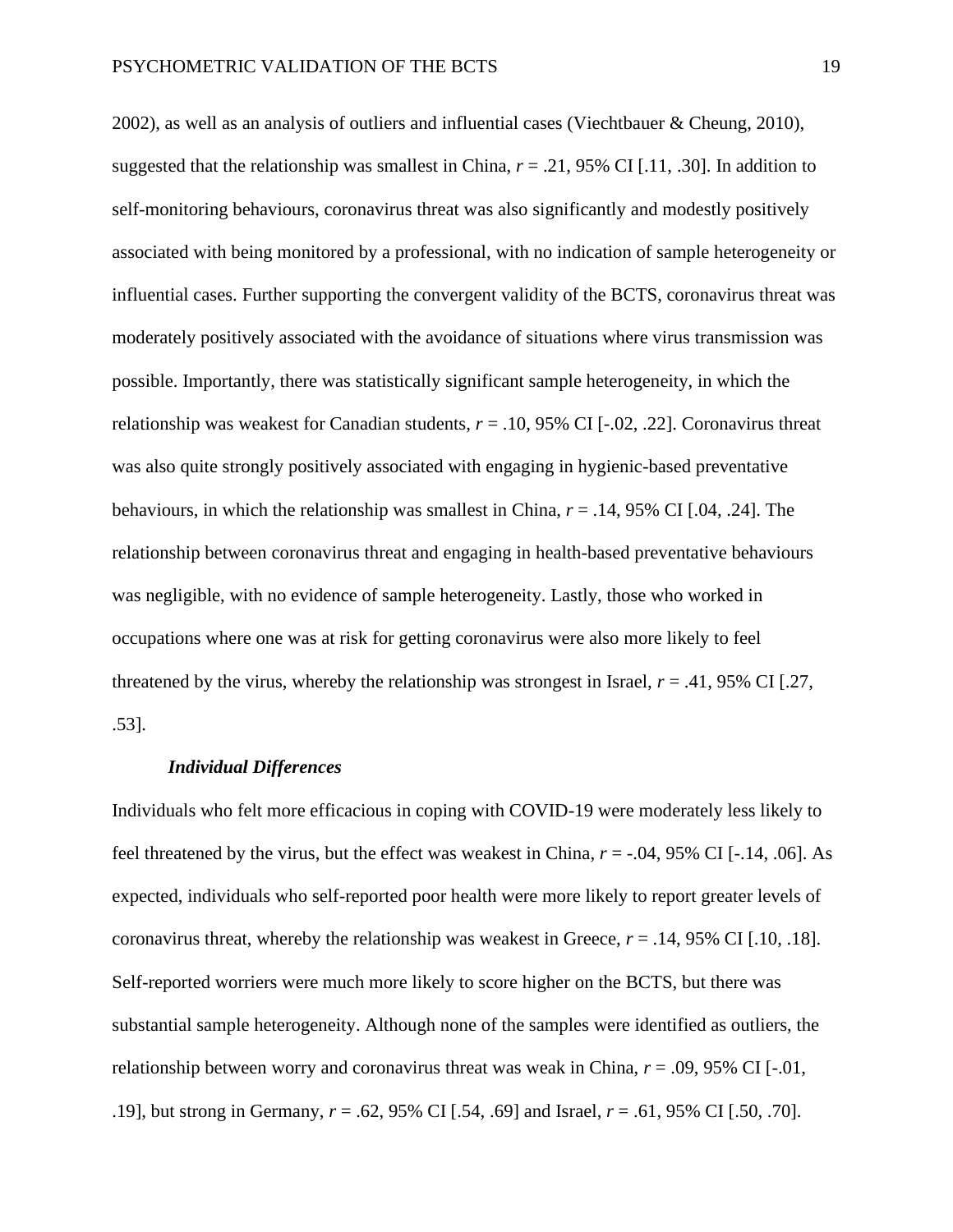2002), as well as an analysis of outliers and influential cases (Viechtbauer & Cheung, 2010), suggested that the relationship was smallest in China, $r = .21$, 95% CI [.11, .30]. In addition to self-monitoring behaviours, coronavirus threat was also significantly and modestly positively associated with being monitored by a professional, with no indication of sample heterogeneity or influential cases. Further supporting the convergent validity of the BCTS, coronavirus threat was moderately positively associated with the avoidance of situations where virus transmission was possible. Importantly, there was statistically significant sample heterogeneity, in which the relationship was weakest for Canadian students, $r = .10$, 95% CI [-.02, .22]. Coronavirus threat was also quite strongly positively associated with engaging in hygienic-based preventative behaviours, in which the relationship was smallest in China, $r = .14$, 95% CI [.04, .24]. The relationship between coronavirus threat and engaging in health-based preventative behaviours was negligible, with no evidence of sample heterogeneity. Lastly, those who worked in occupations where one was at risk for getting coronavirus were also more likely to feel threatened by the virus, whereby the relationship was strongest in Israel, $r = .41$, 95% CI [.27, .53].

#### *Individual Differences*

Individuals who felt more efficacious in coping with COVID-19 were moderately less likely to feel threatened by the virus, but the effect was weakest in China, $r = -.04$, 95% CI [-.14, .06]. As expected, individuals who self-reported poor health were more likely to report greater levels of coronavirus threat, whereby the relationship was weakest in Greece, $r = .14$, 95% CI [.10, .18]. Self-reported worriers were much more likely to score higher on the BCTS, but there was substantial sample heterogeneity. Although none of the samples were identified as outliers, the relationship between worry and coronavirus threat was weak in China, $r = .09$, 95% CI [-.01, .19], but strong in Germany, $r = .62$, 95% CI [.54, .69] and Israel, $r = .61$, 95% CI [.50, .70].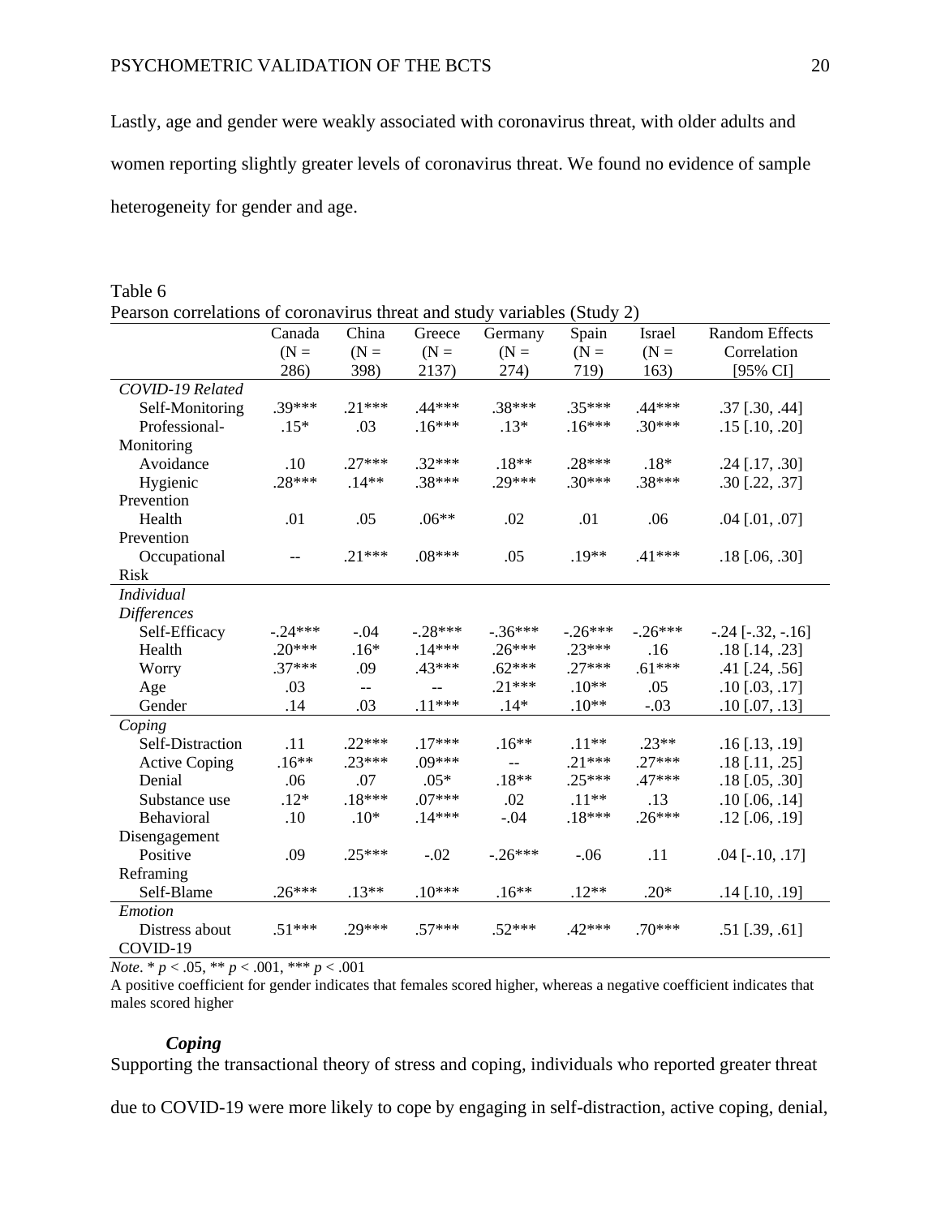Lastly, age and gender were weakly associated with coronavirus threat, with older adults and women reporting slightly greater levels of coronavirus threat. We found no evidence of sample heterogeneity for gender and age.

Table 6

Pearson correlations of coronavirus threat and study variables (Study 2)

| | Canada (N = 286) | China (N = 398) | Greece (N = 2137) | Germany (N = 274) | Spain (N = 719) | Israel (N = 163) | Random Effects Correlation [95% CI] |
|---|---|---|---|---|---|---|---|
| *COVID-19 Related* | | | | | | | |
| Self-Monitoring | .39*** | .21*** | .44*** | .38*** | .35*** | .44*** | .37 [.30, .44] |
| Professional-Monitoring | .15* | .03 | .16*** | .13* | .16*** | .30*** | .15 [.10, .20] |
| Avoidance | .10 | .27*** | .32*** | .18** | .28*** | .18* | .24 [.17, .30] |
| Hygienic Prevention | .28*** | .14** | .38*** | .29*** | .30*** | .38*** | .30 [.22, .37] |
| Health Prevention | .01 | .05 | .06** | .02 | .01 | .06 | .04 [.01, .07] |
| Occupational Risk | -- | .21*** | .08*** | .05 | .19** | .41*** | .18 [.06, .30] |
| *Individual Differences* | | | | | | | |
| Self-Efficacy | -.24*** | -.04 | -.28*** | -.36*** | -.26*** | -.26*** | -.24 [-.32, -.16] |
| Health | .20*** | .16* | .14*** | .26*** | .23*** | .16 | .18 [.14, .23] |
| Worry | .37*** | .09 | .43*** | .62*** | .27*** | .61*** | .41 [.24, .56] |
| Age | .03 | -- | -- | .21*** | .10** | .05 | .10 [.03, .17] |
| Gender | .14 | .03 | .11*** | .14* | .10** | -.03 | .10 [.07, .13] |
| *Coping* | | | | | | | |
| Self-Distraction | .11 | .22*** | .17*** | .16** | .11** | .23** | .16 [.13, .19] |
| Active Coping | .16** | .23*** | .09*** | -- | .21*** | .27*** | .18 [.11, .25] |
| Denial | .06 | .07 | .05* | .18** | .25*** | .47*** | .18 [.05, .30] |
| Substance use | .12* | .18*** | .07*** | .02 | .11** | .13 | .10 [.06, .14] |
| Behavioral Disengagement | .10 | .10* | .14*** | -.04 | .18*** | .26*** | .12 [.06, .19] |
| Positive Reframing | .09 | .25*** | -.02 | -.26*** | -.06 | .11 | .04 [-.10, .17] |
| Self-Blame | .26*** | .13** | .10*** | .16** | .12** | .20* | .14 [.10, .19] |
| *Emotion* | | | | | | | |
| Distress about COVID-19 | .51*** | .29*** | .57*** | .52*** | .42*** | .70*** | .51 [.39, .61] |

*Note*. * $p < .05$, ** $p < .001$, *** $p < .001$

A positive coefficient for gender indicates that females scored higher, whereas a negative coefficient indicates that males scored higher

### *Coping*

Supporting the transactional theory of stress and coping, individuals who reported greater threat due to COVID-19 were more likely to cope by engaging in self-distraction, active coping, denial,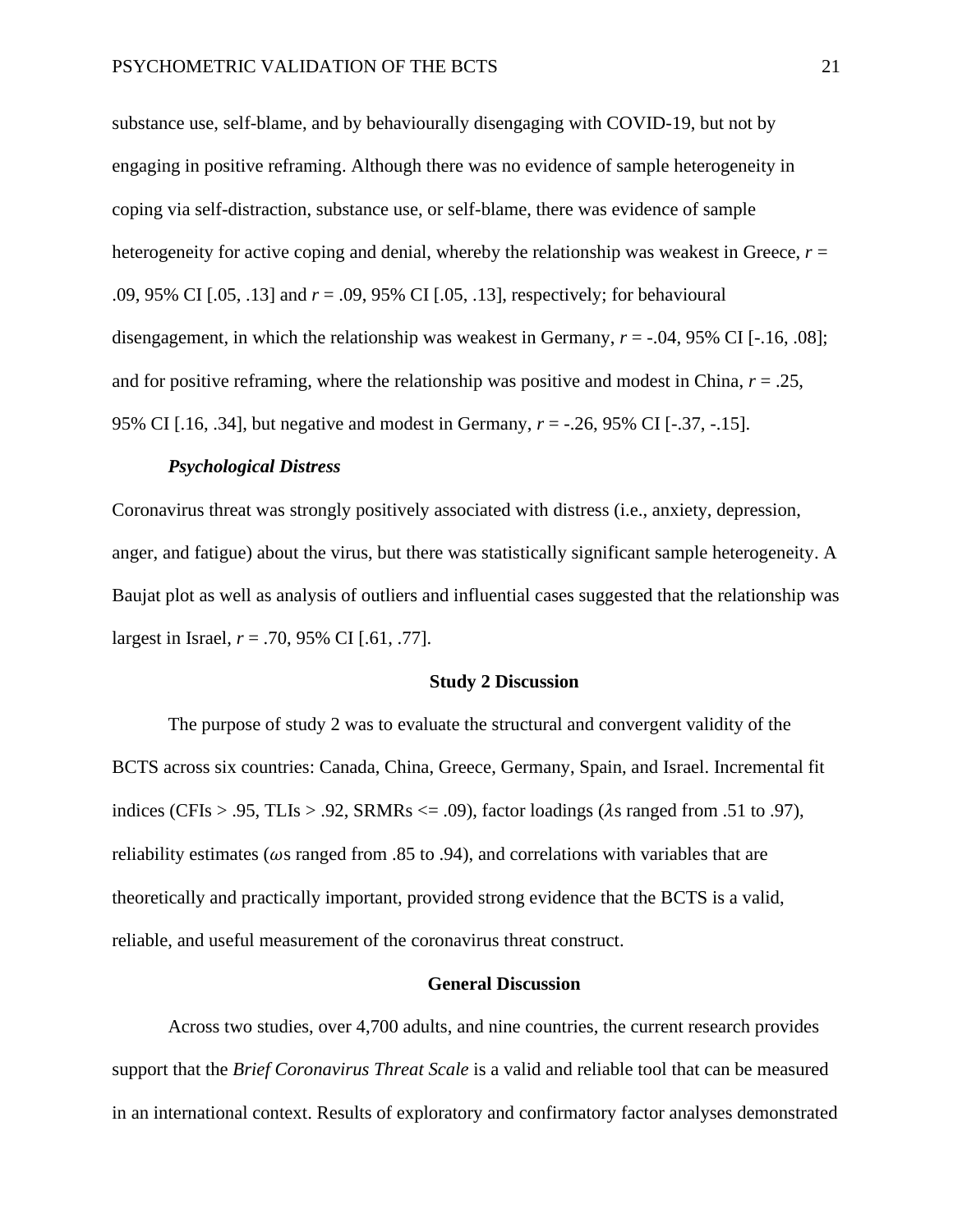substance use, self-blame, and by behaviourally disengaging with COVID-19, but not by engaging in positive reframing. Although there was no evidence of sample heterogeneity in coping via self-distraction, substance use, or self-blame, there was evidence of sample heterogeneity for active coping and denial, whereby the relationship was weakest in Greece, $r = .09$, 95% CI [.05, .13] and $r = .09$, 95% CI [.05, .13], respectively; for behavioural disengagement, in which the relationship was weakest in Germany, $r = -.04$, 95% CI [-.16, .08]; and for positive reframing, where the relationship was positive and modest in China, $r = .25$, 95% CI [.16, .34], but negative and modest in Germany, $r = -.26$, 95% CI [-.37, -.15].

#### *Psychological Distress*

Coronavirus threat was strongly positively associated with distress (i.e., anxiety, depression, anger, and fatigue) about the virus, but there was statistically significant sample heterogeneity. A Baujat plot as well as analysis of outliers and influential cases suggested that the relationship was largest in Israel, $r = .70$, 95% CI [.61, .77].

## Study 2 Discussion

The purpose of study 2 was to evaluate the structural and convergent validity of the BCTS across six countries: Canada, China, Greece, Germany, Spain, and Israel. Incremental fit indices (CFIs > .95, TLIs > .92, SRMRs <= .09), factor loadings ($\lambda$s ranged from .51 to .97), reliability estimates ($\omega$s ranged from .85 to .94), and correlations with variables that are theoretically and practically important, provided strong evidence that the BCTS is a valid, reliable, and useful measurement of the coronavirus threat construct.

## General Discussion

Across two studies, over 4,700 adults, and nine countries, the current research provides support that the *Brief Coronavirus Threat Scale* is a valid and reliable tool that can be measured in an international context. Results of exploratory and confirmatory factor analyses demonstrated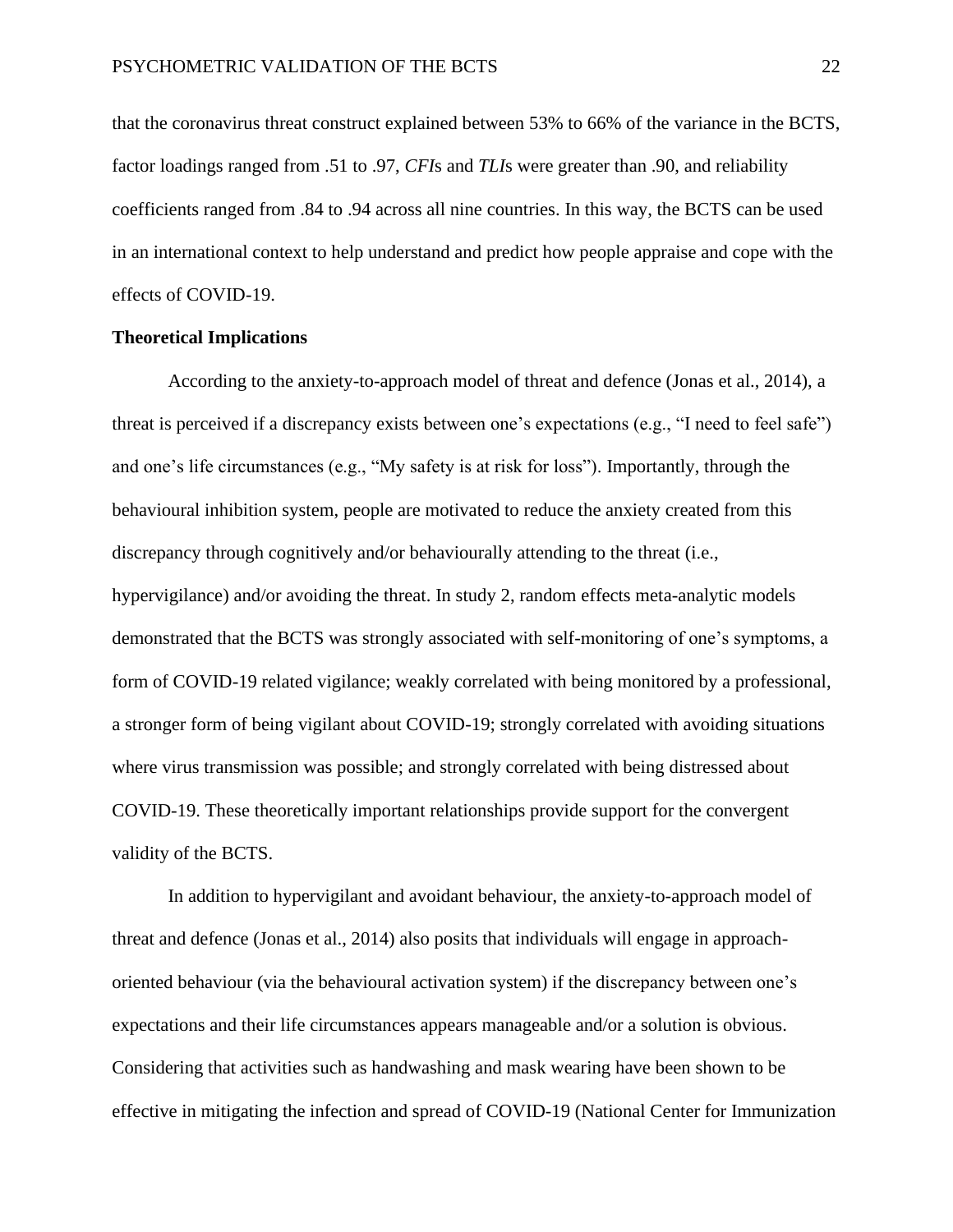that the coronavirus threat construct explained between 53% to 66% of the variance in the BCTS, factor loadings ranged from .51 to .97, *CFI*s and *TLI*s were greater than .90, and reliability coefficients ranged from .84 to .94 across all nine countries. In this way, the BCTS can be used in an international context to help understand and predict how people appraise and cope with the effects of COVID-19.

**Theoretical Implications**

According to the anxiety-to-approach model of threat and defence (Jonas et al., 2014), a threat is perceived if a discrepancy exists between one's expectations (e.g., "I need to feel safe") and one's life circumstances (e.g., "My safety is at risk for loss"). Importantly, through the behavioural inhibition system, people are motivated to reduce the anxiety created from this discrepancy through cognitively and/or behaviourally attending to the threat (i.e., hypervigilance) and/or avoiding the threat. In study 2, random effects meta-analytic models demonstrated that the BCTS was strongly associated with self-monitoring of one's symptoms, a form of COVID-19 related vigilance; weakly correlated with being monitored by a professional, a stronger form of being vigilant about COVID-19; strongly correlated with avoiding situations where virus transmission was possible; and strongly correlated with being distressed about COVID-19. These theoretically important relationships provide support for the convergent validity of the BCTS.

In addition to hypervigilant and avoidant behaviour, the anxiety-to-approach model of threat and defence (Jonas et al., 2014) also posits that individuals will engage in approach-oriented behaviour (via the behavioural activation system) if the discrepancy between one's expectations and their life circumstances appears manageable and/or a solution is obvious. Considering that activities such as handwashing and mask wearing have been shown to be effective in mitigating the infection and spread of COVID-19 (National Center for Immunization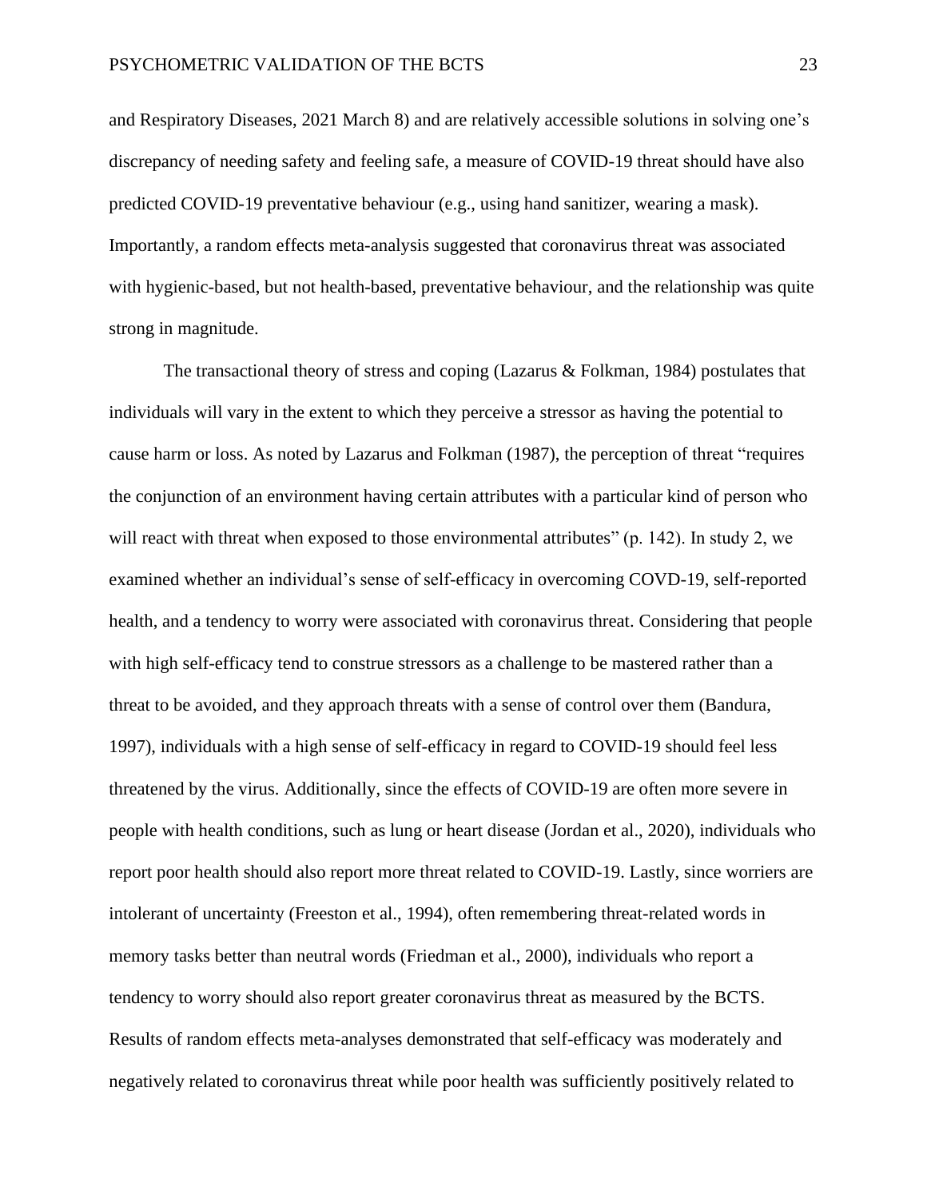and Respiratory Diseases, 2021 March 8) and are relatively accessible solutions in solving one's discrepancy of needing safety and feeling safe, a measure of COVID-19 threat should have also predicted COVID-19 preventative behaviour (e.g., using hand sanitizer, wearing a mask). Importantly, a random effects meta-analysis suggested that coronavirus threat was associated with hygienic-based, but not health-based, preventative behaviour, and the relationship was quite strong in magnitude.

The transactional theory of stress and coping (Lazarus & Folkman, 1984) postulates that individuals will vary in the extent to which they perceive a stressor as having the potential to cause harm or loss. As noted by Lazarus and Folkman (1987), the perception of threat "requires the conjunction of an environment having certain attributes with a particular kind of person who will react with threat when exposed to those environmental attributes" (p. 142). In study 2, we examined whether an individual's sense of self-efficacy in overcoming COVD-19, self-reported health, and a tendency to worry were associated with coronavirus threat. Considering that people with high self-efficacy tend to construe stressors as a challenge to be mastered rather than a threat to be avoided, and they approach threats with a sense of control over them (Bandura, 1997), individuals with a high sense of self-efficacy in regard to COVID-19 should feel less threatened by the virus. Additionally, since the effects of COVID-19 are often more severe in people with health conditions, such as lung or heart disease (Jordan et al., 2020), individuals who report poor health should also report more threat related to COVID-19. Lastly, since worriers are intolerant of uncertainty (Freeston et al., 1994), often remembering threat-related words in memory tasks better than neutral words (Friedman et al., 2000), individuals who report a tendency to worry should also report greater coronavirus threat as measured by the BCTS. Results of random effects meta-analyses demonstrated that self-efficacy was moderately and negatively related to coronavirus threat while poor health was sufficiently positively related to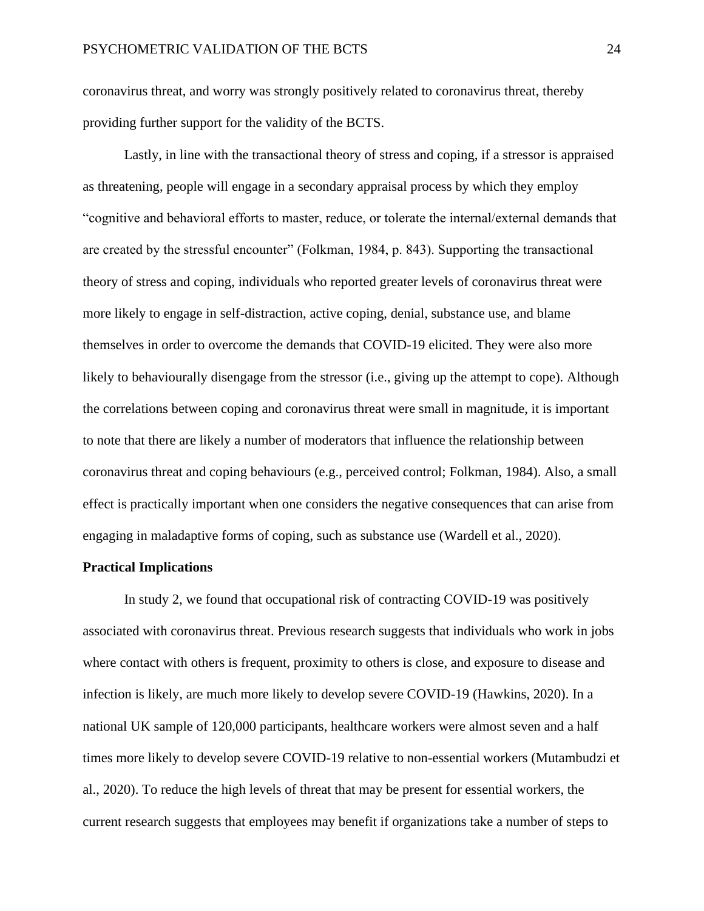coronavirus threat, and worry was strongly positively related to coronavirus threat, thereby providing further support for the validity of the BCTS.

Lastly, in line with the transactional theory of stress and coping, if a stressor is appraised as threatening, people will engage in a secondary appraisal process by which they employ "cognitive and behavioral efforts to master, reduce, or tolerate the internal/external demands that are created by the stressful encounter" (Folkman, 1984, p. 843). Supporting the transactional theory of stress and coping, individuals who reported greater levels of coronavirus threat were more likely to engage in self-distraction, active coping, denial, substance use, and blame themselves in order to overcome the demands that COVID-19 elicited. They were also more likely to behaviourally disengage from the stressor (i.e., giving up the attempt to cope). Although the correlations between coping and coronavirus threat were small in magnitude, it is important to note that there are likely a number of moderators that influence the relationship between coronavirus threat and coping behaviours (e.g., perceived control; Folkman, 1984). Also, a small effect is practically important when one considers the negative consequences that can arise from engaging in maladaptive forms of coping, such as substance use (Wardell et al., 2020).

**Practical Implications**

In study 2, we found that occupational risk of contracting COVID-19 was positively associated with coronavirus threat. Previous research suggests that individuals who work in jobs where contact with others is frequent, proximity to others is close, and exposure to disease and infection is likely, are much more likely to develop severe COVID-19 (Hawkins, 2020). In a national UK sample of 120,000 participants, healthcare workers were almost seven and a half times more likely to develop severe COVID-19 relative to non-essential workers (Mutambudzi et al., 2020). To reduce the high levels of threat that may be present for essential workers, the current research suggests that employees may benefit if organizations take a number of steps to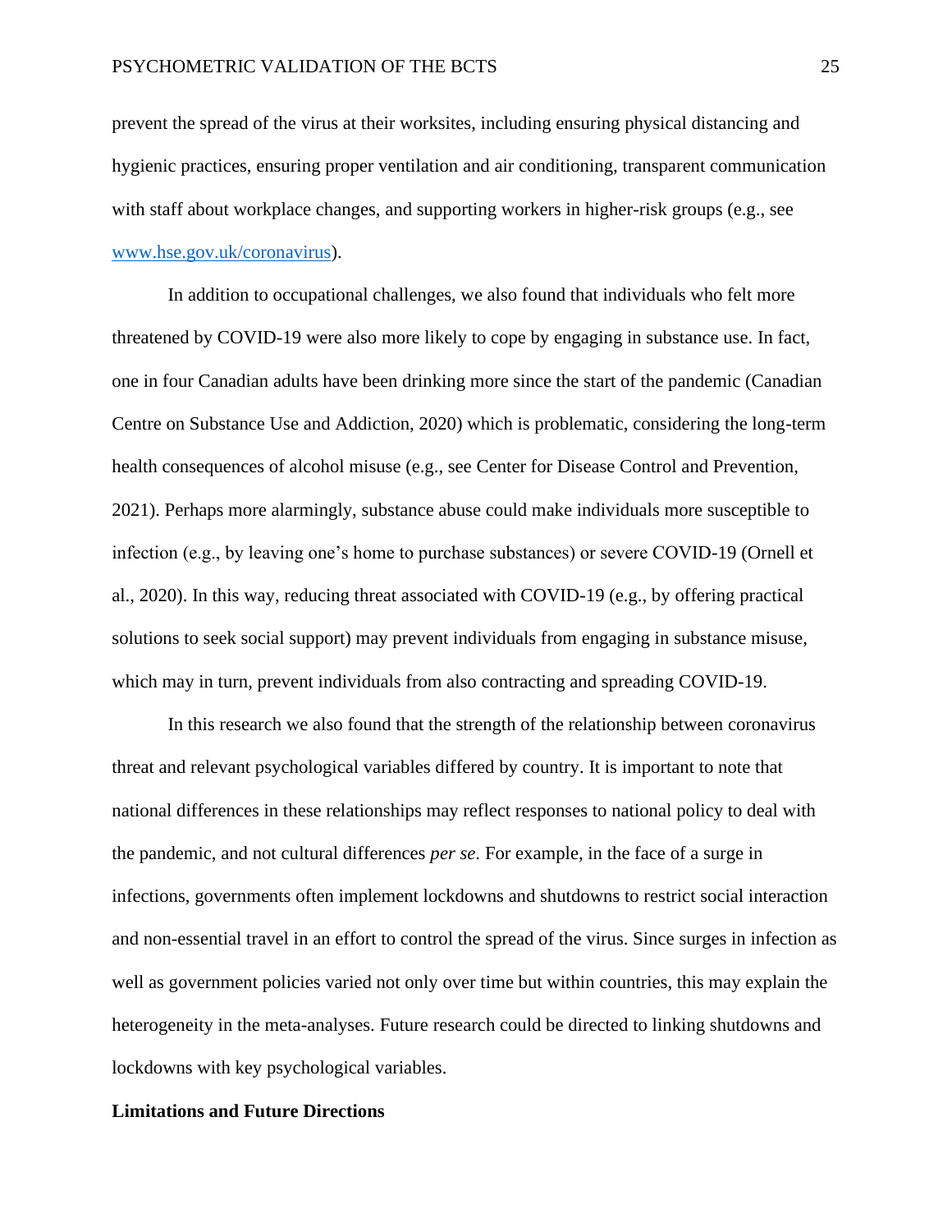prevent the spread of the virus at their worksites, including ensuring physical distancing and hygienic practices, ensuring proper ventilation and air conditioning, transparent communication with staff about workplace changes, and supporting workers in higher-risk groups (e.g., see [www.hse.gov.uk/coronavirus](www.hse.gov.uk/coronavirus)).

In addition to occupational challenges, we also found that individuals who felt more threatened by COVID-19 were also more likely to cope by engaging in substance use. In fact, one in four Canadian adults have been drinking more since the start of the pandemic (Canadian Centre on Substance Use and Addiction, 2020) which is problematic, considering the long-term health consequences of alcohol misuse (e.g., see Center for Disease Control and Prevention, 2021). Perhaps more alarmingly, substance abuse could make individuals more susceptible to infection (e.g., by leaving one's home to purchase substances) or severe COVID-19 (Ornell et al., 2020). In this way, reducing threat associated with COVID-19 (e.g., by offering practical solutions to seek social support) may prevent individuals from engaging in substance misuse, which may in turn, prevent individuals from also contracting and spreading COVID-19.

In this research we also found that the strength of the relationship between coronavirus threat and relevant psychological variables differed by country. It is important to note that national differences in these relationships may reflect responses to national policy to deal with the pandemic, and not cultural differences *per se*. For example, in the face of a surge in infections, governments often implement lockdowns and shutdowns to restrict social interaction and non-essential travel in an effort to control the spread of the virus. Since surges in infection as well as government policies varied not only over time but within countries, this may explain the heterogeneity in the meta-analyses. Future research could be directed to linking shutdowns and lockdowns with key psychological variables.

## Limitations and Future Directions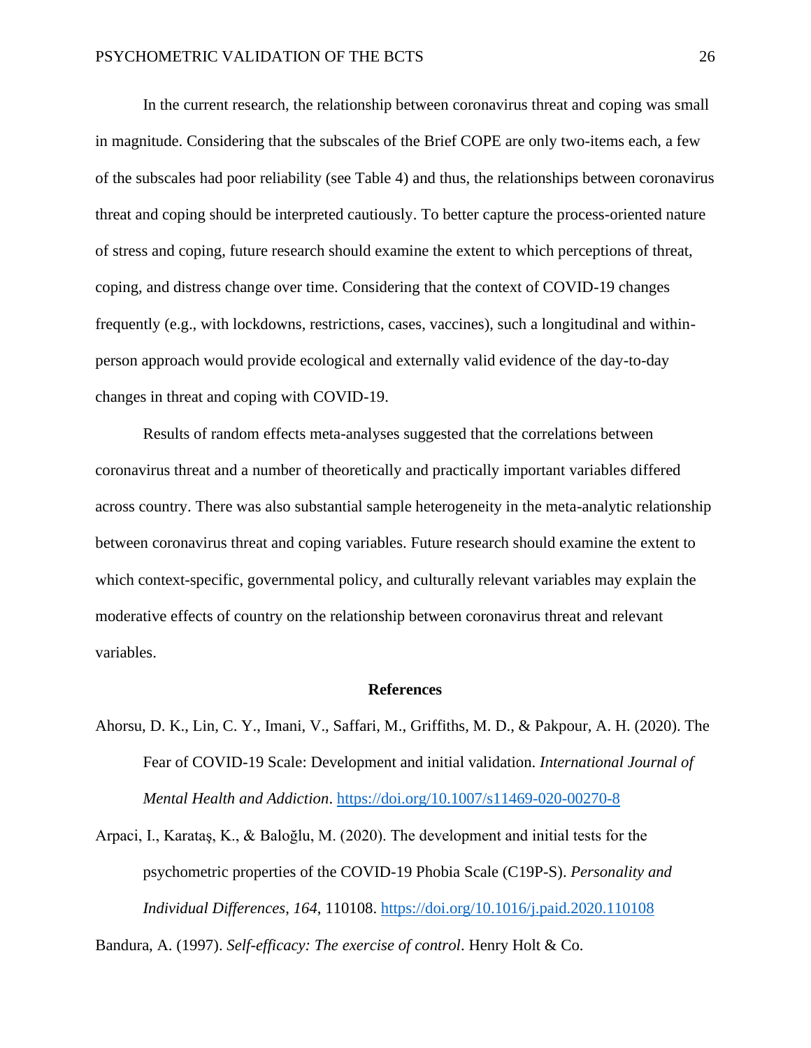In the current research, the relationship between coronavirus threat and coping was small in magnitude. Considering that the subscales of the Brief COPE are only two-items each, a few of the subscales had poor reliability (see Table 4) and thus, the relationships between coronavirus threat and coping should be interpreted cautiously. To better capture the process-oriented nature of stress and coping, future research should examine the extent to which perceptions of threat, coping, and distress change over time. Considering that the context of COVID-19 changes frequently (e.g., with lockdowns, restrictions, cases, vaccines), such a longitudinal and within-person approach would provide ecological and externally valid evidence of the day-to-day changes in threat and coping with COVID-19.

Results of random effects meta-analyses suggested that the correlations between coronavirus threat and a number of theoretically and practically important variables differed across country. There was also substantial sample heterogeneity in the meta-analytic relationship between coronavirus threat and coping variables. Future research should examine the extent to which context-specific, governmental policy, and culturally relevant variables may explain the moderative effects of country on the relationship between coronavirus threat and relevant variables.

## References

Ahorsu, D. K., Lin, C. Y., Imani, V., Saffari, M., Griffiths, M. D., & Pakpour, A. H. (2020). The Fear of COVID-19 Scale: Development and initial validation. *International Journal of Mental Health and Addiction*. https://doi.org/10.1007/s11469-020-00270-8

Arpaci, I., Karataş, K., & Baloğlu, M. (2020). The development and initial tests for the psychometric properties of the COVID-19 Phobia Scale (C19P-S). *Personality and Individual Differences*, *164*, 110108. https://doi.org/10.1016/j.paid.2020.110108

Bandura, A. (1997). *Self-efficacy: The exercise of control*. Henry Holt & Co.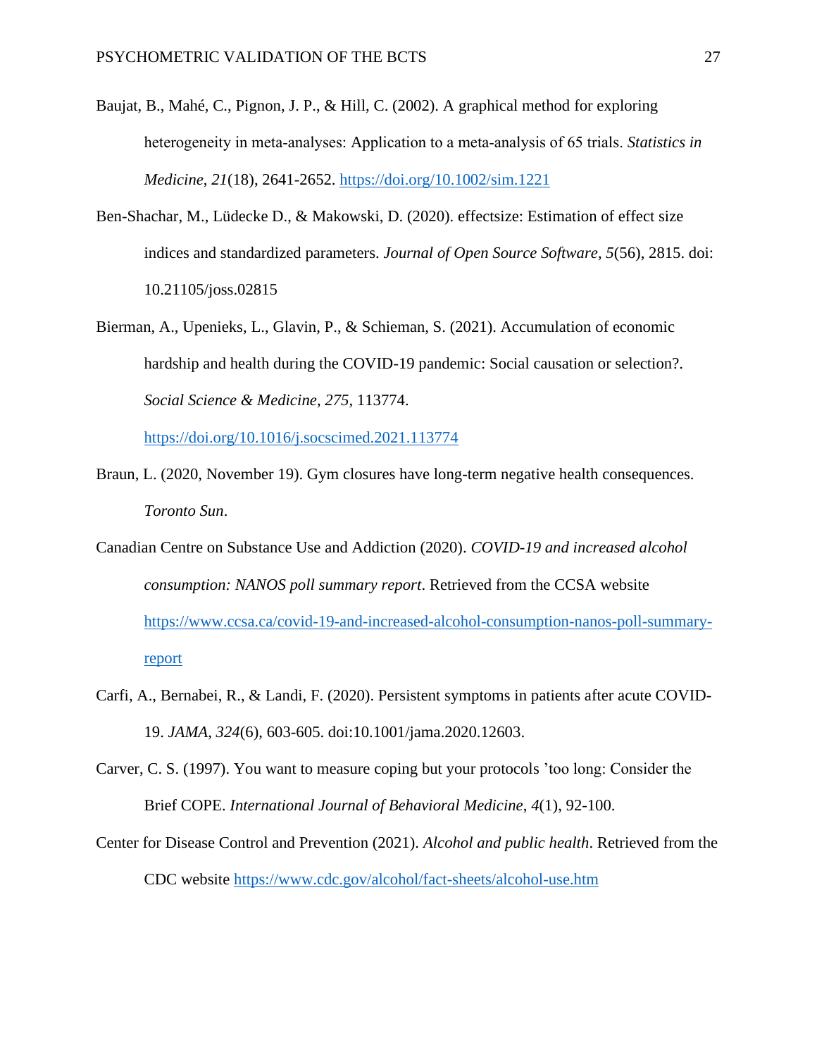Baujat, B., Mahé, C., Pignon, J. P., & Hill, C. (2002). A graphical method for exploring heterogeneity in meta-analyses: Application to a meta-analysis of 65 trials. *Statistics in Medicine*, *21*(18), 2641-2652. https://doi.org/10.1002/sim.1221

Ben-Shachar, M., Lüdecke D., & Makowski, D. (2020). effectsize: Estimation of effect size indices and standardized parameters. *Journal of Open Source Software*, *5*(56), 2815. doi: 10.21105/joss.02815

Bierman, A., Upenieks, L., Glavin, P., & Schieman, S. (2021). Accumulation of economic hardship and health during the COVID-19 pandemic: Social causation or selection?. *Social Science & Medicine*, *275*, 113774. https://doi.org/10.1016/j.socscimed.2021.113774

Braun, L. (2020, November 19). Gym closures have long-term negative health consequences. *Toronto Sun*.

Canadian Centre on Substance Use and Addiction (2020). *COVID-19 and increased alcohol consumption: NANOS poll summary report*. Retrieved from the CCSA website https://www.ccsa.ca/covid-19-and-increased-alcohol-consumption-nanos-poll-summary-report

Carfi, A., Bernabei, R., & Landi, F. (2020). Persistent symptoms in patients after acute COVID-19. *JAMA*, *324*(6), 603-605. doi:10.1001/jama.2020.12603.

Carver, C. S. (1997). You want to measure coping but your protocols 'too long: Consider the Brief COPE. *International Journal of Behavioral Medicine*, *4*(1), 92-100.

Center for Disease Control and Prevention (2021). *Alcohol and public health*. Retrieved from the CDC website https://www.cdc.gov/alcohol/fact-sheets/alcohol-use.htm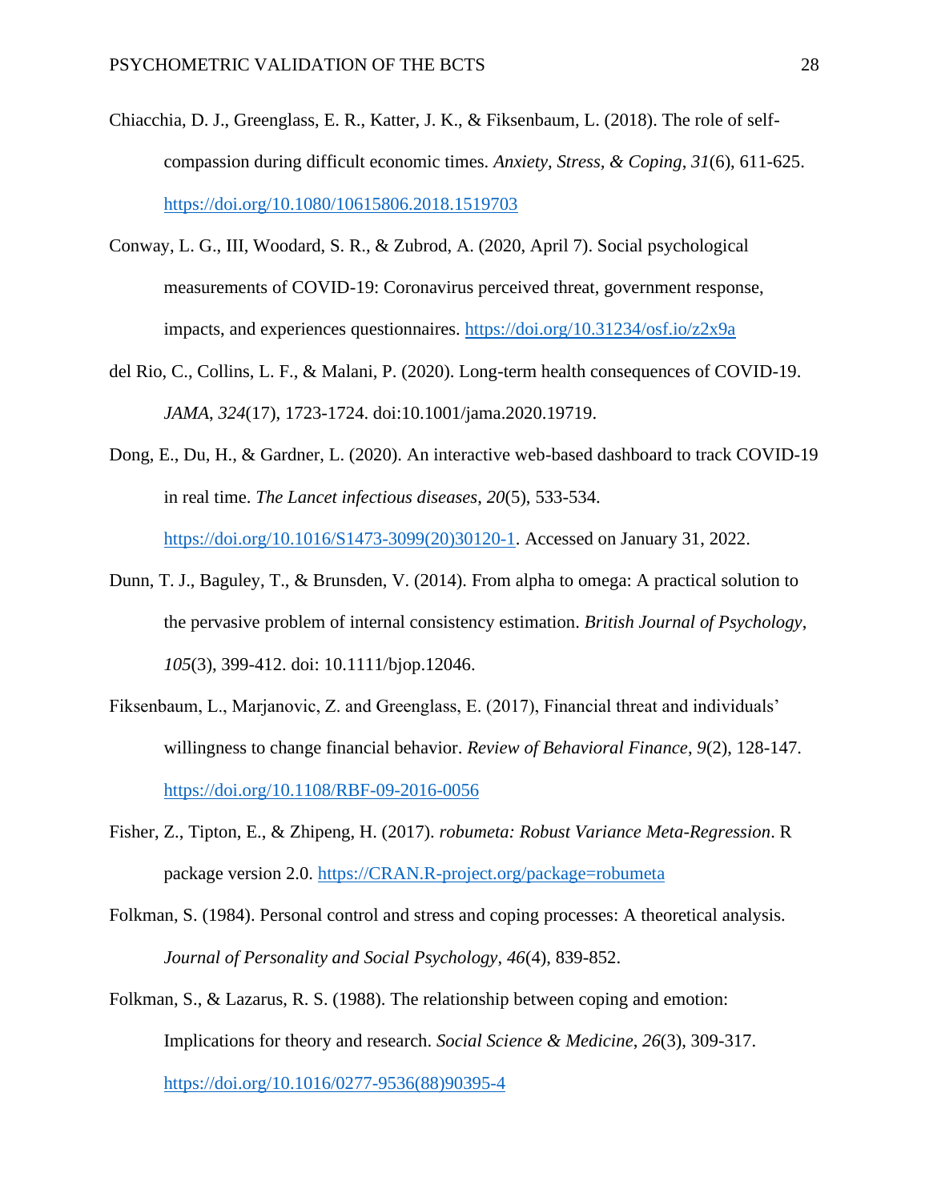Chiacchia, D. J., Greenglass, E. R., Katter, J. K., & Fiksenbaum, L. (2018). The role of self-compassion during difficult economic times. *Anxiety, Stress, & Coping*, *31*(6), 611-625. https://doi.org/10.1080/10615806.2018.1519703

Conway, L. G., III, Woodard, S. R., & Zubrod, A. (2020, April 7). Social psychological measurements of COVID-19: Coronavirus perceived threat, government response, impacts, and experiences questionnaires. https://doi.org/10.31234/osf.io/z2x9a

del Rio, C., Collins, L. F., & Malani, P. (2020). Long-term health consequences of COVID-19. *JAMA*, *324*(17), 1723-1724. doi:10.1001/jama.2020.19719.

Dong, E., Du, H., & Gardner, L. (2020). An interactive web-based dashboard to track COVID-19 in real time. *The Lancet infectious diseases*, *20*(5), 533-534. https://doi.org/10.1016/S1473-3099(20)30120-1. Accessed on January 31, 2022.

Dunn, T. J., Baguley, T., & Brunsden, V. (2014). From alpha to omega: A practical solution to the pervasive problem of internal consistency estimation. *British Journal of Psychology*, *105*(3), 399-412. doi: 10.1111/bjop.12046.

Fiksenbaum, L., Marjanovic, Z. and Greenglass, E. (2017), Financial threat and individuals' willingness to change financial behavior. *Review of Behavioral Finance*, *9*(2), 128-147. https://doi.org/10.1108/RBF-09-2016-0056

Fisher, Z., Tipton, E., & Zhipeng, H. (2017). *robumeta: Robust Variance Meta-Regression*. R package version 2.0. https://CRAN.R-project.org/package=robumeta

Folkman, S. (1984). Personal control and stress and coping processes: A theoretical analysis. *Journal of Personality and Social Psychology*, *46*(4), 839-852.

Folkman, S., & Lazarus, R. S. (1988). The relationship between coping and emotion: Implications for theory and research. *Social Science & Medicine*, *26*(3), 309-317. https://doi.org/10.1016/0277-9536(88)90395-4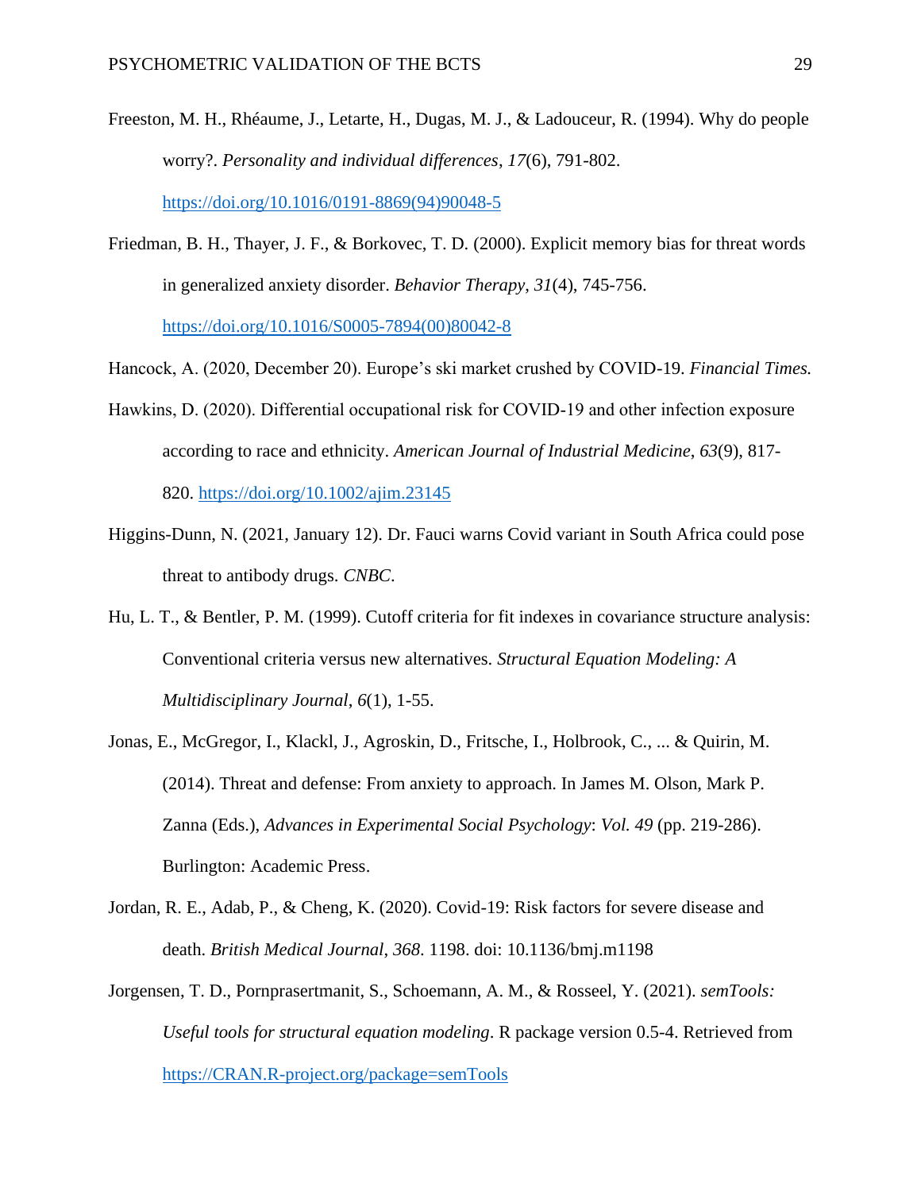Freeston, M. H., Rhéaume, J., Letarte, H., Dugas, M. J., & Ladouceur, R. (1994). Why do people worry?. *Personality and individual differences*, *17*(6), 791-802. https://doi.org/10.1016/0191-8869(94)90048-5

Friedman, B. H., Thayer, J. F., & Borkovec, T. D. (2000). Explicit memory bias for threat words in generalized anxiety disorder. *Behavior Therapy*, *31*(4), 745-756. https://doi.org/10.1016/S0005-7894(00)80042-8

Hancock, A. (2020, December 20). Europe's ski market crushed by COVID-19. *Financial Times.*

Hawkins, D. (2020). Differential occupational risk for COVID-19 and other infection exposure according to race and ethnicity. *American Journal of Industrial Medicine*, *63*(9), 817-820. https://doi.org/10.1002/ajim.23145

Higgins-Dunn, N. (2021, January 12). Dr. Fauci warns Covid variant in South Africa could pose threat to antibody drugs. *CNBC*.

Hu, L. T., & Bentler, P. M. (1999). Cutoff criteria for fit indexes in covariance structure analysis: Conventional criteria versus new alternatives. *Structural Equation Modeling: A Multidisciplinary Journal*, *6*(1), 1-55.

Jonas, E., McGregor, I., Klackl, J., Agroskin, D., Fritsche, I., Holbrook, C., ... & Quirin, M. (2014). Threat and defense: From anxiety to approach. In James M. Olson, Mark P. Zanna (Eds.), *Advances in Experimental Social Psychology*: *Vol. 49* (pp. 219-286). Burlington: Academic Press.

Jordan, R. E., Adab, P., & Cheng, K. (2020). Covid-19: Risk factors for severe disease and death. *British Medical Journal*, *368*. 1198. doi: 10.1136/bmj.m1198

Jorgensen, T. D., Pornprasertmanit, S., Schoemann, A. M., & Rosseel, Y. (2021). *semTools: Useful tools for structural equation modeling*. R package version 0.5-4. Retrieved from https://CRAN.R-project.org/package=semTools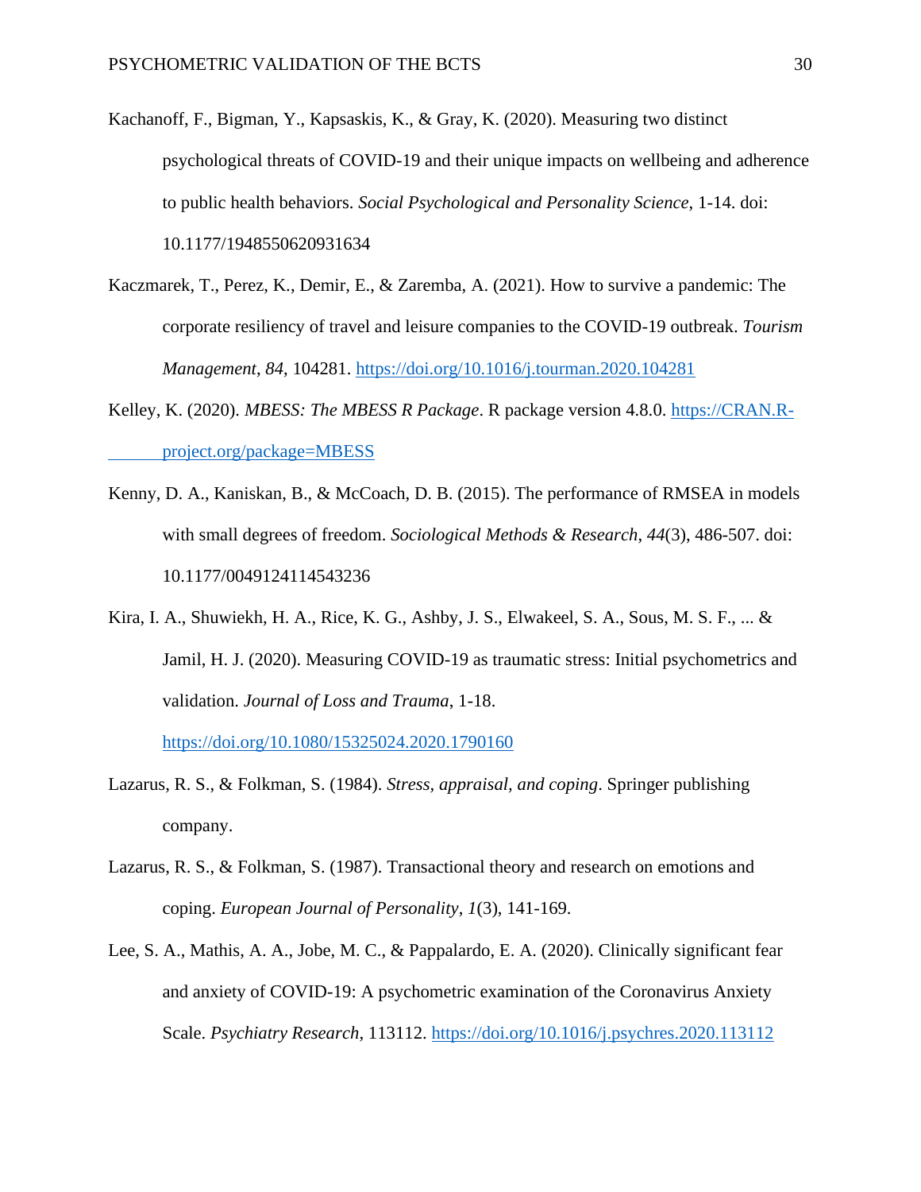Kachanoff, F., Bigman, Y., Kapsaskis, K., & Gray, K. (2020). Measuring two distinct psychological threats of COVID-19 and their unique impacts on wellbeing and adherence to public health behaviors. *Social Psychological and Personality Science*, 1-14. doi: 10.1177/1948550620931634

Kaczmarek, T., Perez, K., Demir, E., & Zaremba, A. (2021). How to survive a pandemic: The corporate resiliency of travel and leisure companies to the COVID-19 outbreak. *Tourism Management*, *84*, 104281. https://doi.org/10.1016/j.tourman.2020.104281

Kelley, K. (2020). *MBESS: The MBESS R Package*. R package version 4.8.0. https://CRAN.R-project.org/package=MBESS

Kenny, D. A., Kaniskan, B., & McCoach, D. B. (2015). The performance of RMSEA in models with small degrees of freedom. *Sociological Methods & Research*, *44*(3), 486-507. doi: 10.1177/0049124114543236

Kira, I. A., Shuwiekh, H. A., Rice, K. G., Ashby, J. S., Elwakeel, S. A., Sous, M. S. F., ... & Jamil, H. J. (2020). Measuring COVID-19 as traumatic stress: Initial psychometrics and validation. *Journal of Loss and Trauma*, 1-18. https://doi.org/10.1080/15325024.2020.1790160

Lazarus, R. S., & Folkman, S. (1984). *Stress, appraisal, and coping*. Springer publishing company.

Lazarus, R. S., & Folkman, S. (1987). Transactional theory and research on emotions and coping. *European Journal of Personality*, *1*(3), 141-169.

Lee, S. A., Mathis, A. A., Jobe, M. C., & Pappalardo, E. A. (2020). Clinically significant fear and anxiety of COVID-19: A psychometric examination of the Coronavirus Anxiety Scale. *Psychiatry Research*, 113112. https://doi.org/10.1016/j.psychres.2020.113112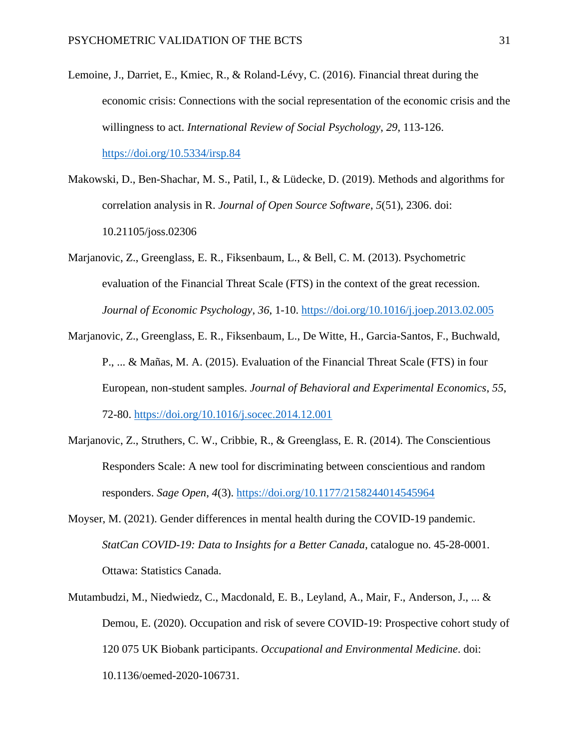Lemoine, J., Darriet, E., Kmiec, R., & Roland-Lévy, C. (2016). Financial threat during the economic crisis: Connections with the social representation of the economic crisis and the willingness to act. *International Review of Social Psychology*, *29*, 113-126. https://doi.org/10.5334/irsp.84

Makowski, D., Ben-Shachar, M. S., Patil, I., & Lüdecke, D. (2019). Methods and algorithms for correlation analysis in R. *Journal of Open Source Software*, *5*(51), 2306. doi: 10.21105/joss.02306

Marjanovic, Z., Greenglass, E. R., Fiksenbaum, L., & Bell, C. M. (2013). Psychometric evaluation of the Financial Threat Scale (FTS) in the context of the great recession. *Journal of Economic Psychology*, *36*, 1-10. https://doi.org/10.1016/j.joep.2013.02.005

Marjanovic, Z., Greenglass, E. R., Fiksenbaum, L., De Witte, H., Garcia-Santos, F., Buchwald, P., ... & Mañas, M. A. (2015). Evaluation of the Financial Threat Scale (FTS) in four European, non-student samples. *Journal of Behavioral and Experimental Economics*, *55*, 72-80. https://doi.org/10.1016/j.socec.2014.12.001

Marjanovic, Z., Struthers, C. W., Cribbie, R., & Greenglass, E. R. (2014). The Conscientious Responders Scale: A new tool for discriminating between conscientious and random responders. *Sage Open*, *4*(3). https://doi.org/10.1177/2158244014545964

Moyser, M. (2021). Gender differences in mental health during the COVID-19 pandemic. *StatCan COVID-19: Data to Insights for a Better Canada*, catalogue no. 45-28-0001. Ottawa: Statistics Canada.

Mutambudzi, M., Niedwiedz, C., Macdonald, E. B., Leyland, A., Mair, F., Anderson, J., ... & Demou, E. (2020). Occupation and risk of severe COVID-19: Prospective cohort study of 120 075 UK Biobank participants. *Occupational and Environmental Medicine*. doi: 10.1136/oemed-2020-106731.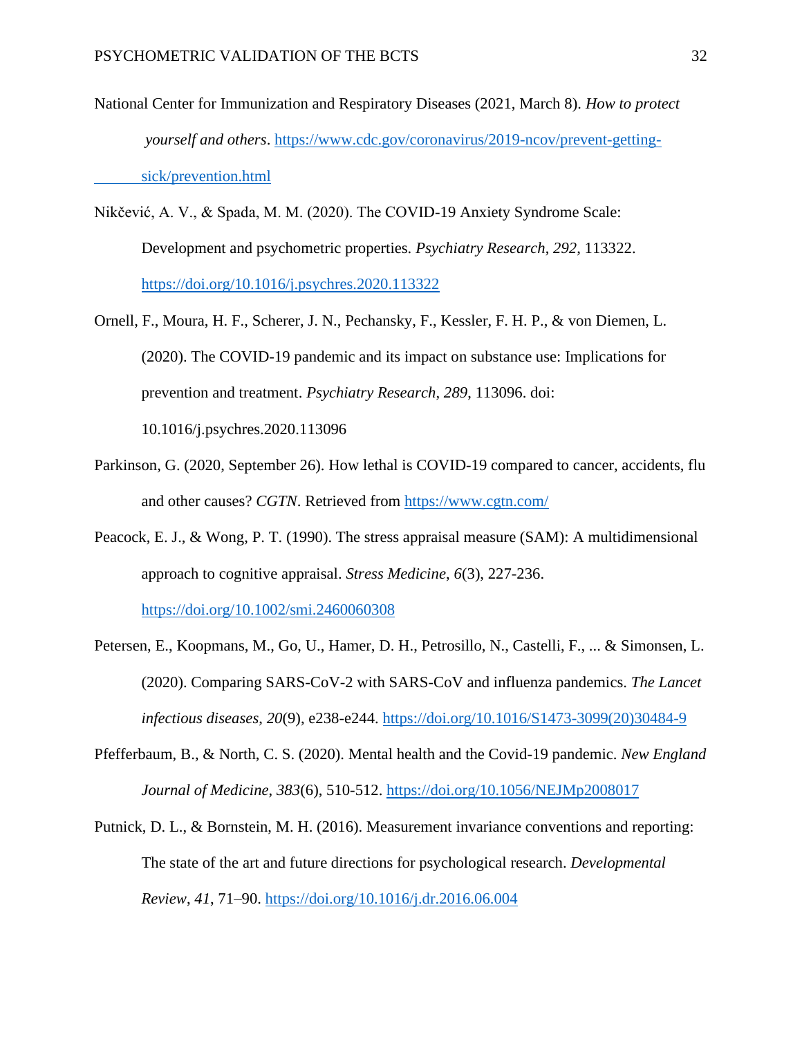National Center for Immunization and Respiratory Diseases (2021, March 8). *How to protect yourself and others*. https://www.cdc.gov/coronavirus/2019-ncov/prevent-getting-sick/prevention.html

Nikčević, A. V., & Spada, M. M. (2020). The COVID-19 Anxiety Syndrome Scale: Development and psychometric properties. *Psychiatry Research*, *292*, 113322. https://doi.org/10.1016/j.psychres.2020.113322

Ornell, F., Moura, H. F., Scherer, J. N., Pechansky, F., Kessler, F. H. P., & von Diemen, L. (2020). The COVID-19 pandemic and its impact on substance use: Implications for prevention and treatment. *Psychiatry Research, 289*, 113096. doi: 10.1016/j.psychres.2020.113096

Parkinson, G. (2020, September 26). How lethal is COVID-19 compared to cancer, accidents, flu and other causes? *CGTN*. Retrieved from https://www.cgtn.com/

Peacock, E. J., & Wong, P. T. (1990). The stress appraisal measure (SAM): A multidimensional approach to cognitive appraisal. *Stress Medicine*, *6*(3), 227-236. https://doi.org/10.1002/smi.2460060308

Petersen, E., Koopmans, M., Go, U., Hamer, D. H., Petrosillo, N., Castelli, F., ... & Simonsen, L. (2020). Comparing SARS-CoV-2 with SARS-CoV and influenza pandemics. *The Lancet infectious diseases*, *20*(9), e238-e244. https://doi.org/10.1016/S1473-3099(20)30484-9

Pfefferbaum, B., & North, C. S. (2020). Mental health and the Covid-19 pandemic. *New England Journal of Medicine*, *383*(6), 510-512. https://doi.org/10.1056/NEJMp2008017

Putnick, D. L., & Bornstein, M. H. (2016). Measurement invariance conventions and reporting: The state of the art and future directions for psychological research. *Developmental Review*, *41*, 71–90. https://doi.org/10.1016/j.dr.2016.06.004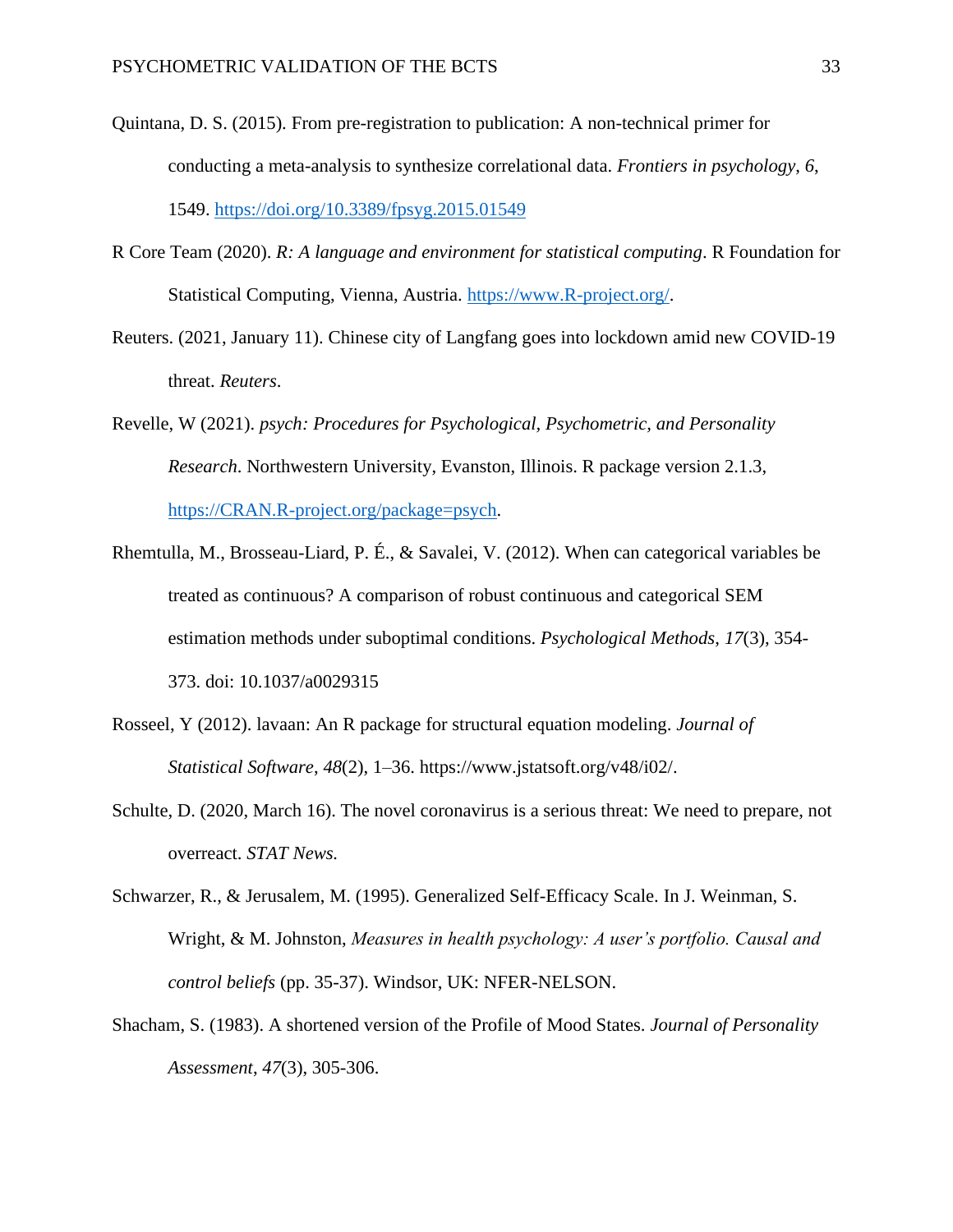Quintana, D. S. (2015). From pre-registration to publication: A non-technical primer for conducting a meta-analysis to synthesize correlational data. *Frontiers in psychology*, *6*, 1549. https://doi.org/10.3389/fpsyg.2015.01549

R Core Team (2020). *R: A language and environment for statistical computing*. R Foundation for Statistical Computing, Vienna, Austria. https://www.R-project.org/.

Reuters. (2021, January 11). Chinese city of Langfang goes into lockdown amid new COVID-19 threat. *Reuters*.

Revelle, W (2021). *psych: Procedures for Psychological, Psychometric, and Personality Research*. Northwestern University, Evanston, Illinois. R package version 2.1.3, https://CRAN.R-project.org/package=psych.

Rhemtulla, M., Brosseau-Liard, P. É., & Savalei, V. (2012). When can categorical variables be treated as continuous? A comparison of robust continuous and categorical SEM estimation methods under suboptimal conditions. *Psychological Methods*, *17*(3), 354-373. doi: 10.1037/a0029315

Rosseel, Y (2012). lavaan: An R package for structural equation modeling. *Journal of Statistical Software*, *48*(2), 1–36. https://www.jstatsoft.org/v48/i02/.

Schulte, D. (2020, March 16). The novel coronavirus is a serious threat: We need to prepare, not overreact. *STAT News.*

Schwarzer, R., & Jerusalem, M. (1995). Generalized Self-Efficacy Scale. In J. Weinman, S. Wright, & M. Johnston, *Measures in health psychology: A user's portfolio. Causal and control beliefs* (pp. 35-37). Windsor, UK: NFER-NELSON.

Shacham, S. (1983). A shortened version of the Profile of Mood States. *Journal of Personality Assessment*, *47*(3), 305-306.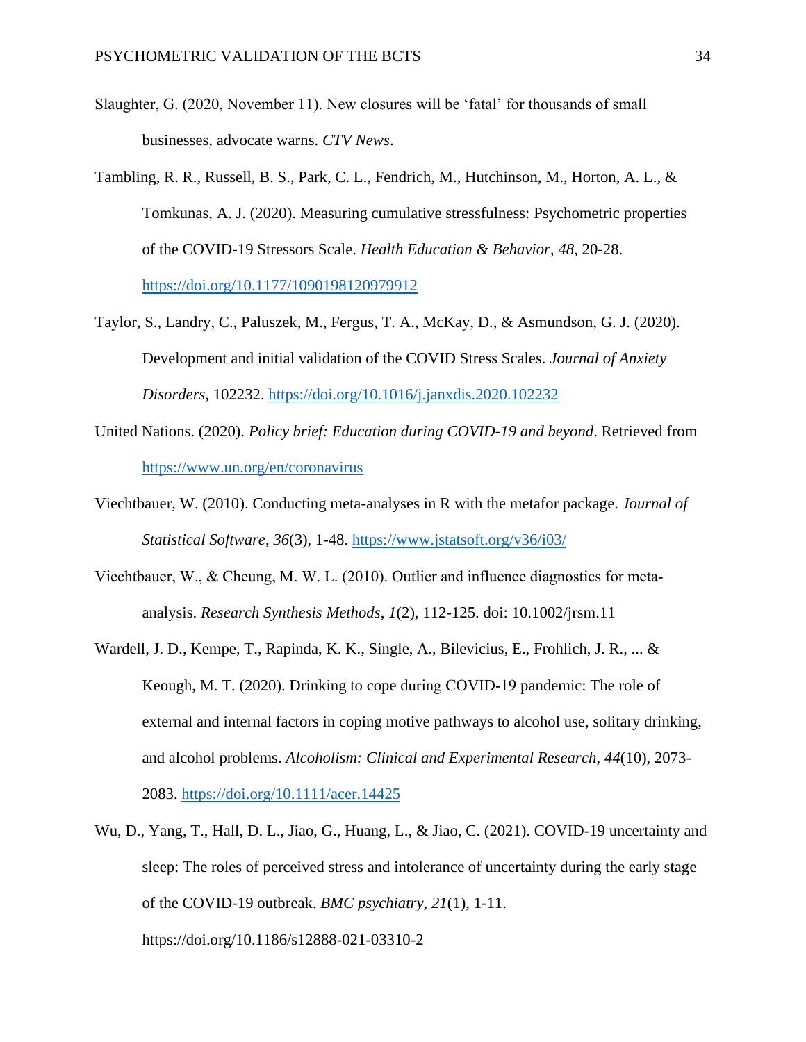Slaughter, G. (2020, November 11). New closures will be 'fatal' for thousands of small businesses, advocate warns. *CTV News*.

Tambling, R. R., Russell, B. S., Park, C. L., Fendrich, M., Hutchinson, M., Horton, A. L., & Tomkunas, A. J. (2020). Measuring cumulative stressfulness: Psychometric properties of the COVID-19 Stressors Scale. *Health Education & Behavior*, *48*, 20-28. https://doi.org/10.1177/1090198120979912

Taylor, S., Landry, C., Paluszek, M., Fergus, T. A., McKay, D., & Asmundson, G. J. (2020). Development and initial validation of the COVID Stress Scales. *Journal of Anxiety Disorders*, 102232. https://doi.org/10.1016/j.janxdis.2020.102232

United Nations. (2020). *Policy brief: Education during COVID-19 and beyond*. Retrieved from https://www.un.org/en/coronavirus

Viechtbauer, W. (2010). Conducting meta-analyses in R with the metafor package. *Journal of Statistical Software*, *36*(3), 1-48. https://www.jstatsoft.org/v36/i03/

Viechtbauer, W., & Cheung, M. W. L. (2010). Outlier and influence diagnostics for meta-analysis. *Research Synthesis Methods*, *1*(2), 112-125. doi: 10.1002/jrsm.11

Wardell, J. D., Kempe, T., Rapinda, K. K., Single, A., Bilevicius, E., Frohlich, J. R., ... & Keough, M. T. (2020). Drinking to cope during COVID-19 pandemic: The role of external and internal factors in coping motive pathways to alcohol use, solitary drinking, and alcohol problems. *Alcoholism: Clinical and Experimental Research*, *44*(10), 2073-2083. https://doi.org/10.1111/acer.14425

Wu, D., Yang, T., Hall, D. L., Jiao, G., Huang, L., & Jiao, C. (2021). COVID-19 uncertainty and sleep: The roles of perceived stress and intolerance of uncertainty during the early stage of the COVID-19 outbreak. *BMC psychiatry*, *21*(1), 1-11. https://doi.org/10.1186/s12888-021-03310-2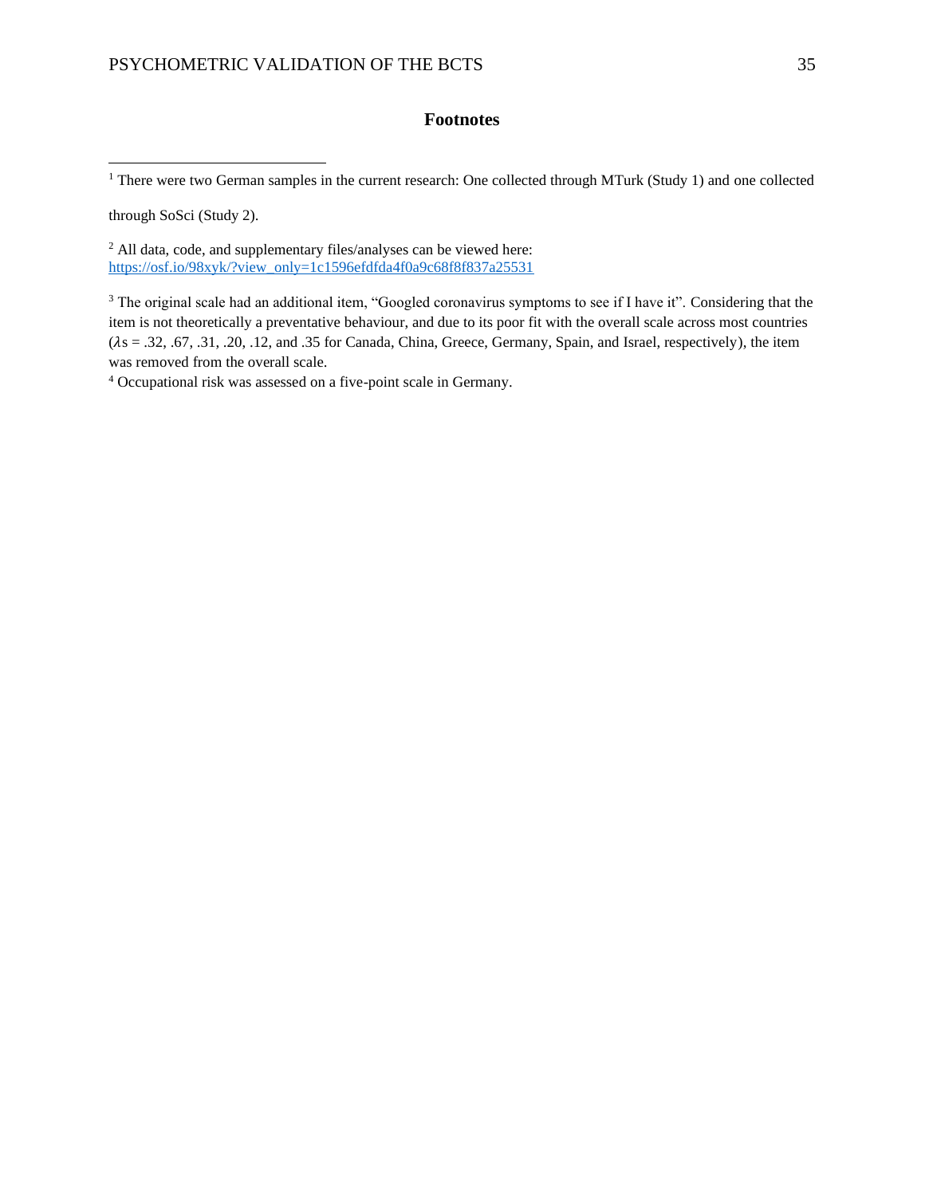## Footnotes

[1] There were two German samples in the current research: One collected through MTurk (Study 1) and one collected through SoSci (Study 2).

[2] All data, code, and supplementary files/analyses can be viewed here: https://osf.io/98xyk/?view_only=1c1596efdfda4f0a9c68f8f837a25531

[3] The original scale had an additional item, "Googled coronavirus symptoms to see if I have it". Considering that the item is not theoretically a preventative behaviour, and due to its poor fit with the overall scale across most countries ($\lambda$s = .32, .67, .31, .20, .12, and .35 for Canada, China, Greece, Germany, Spain, and Israel, respectively), the item was removed from the overall scale.

[4] Occupational risk was assessed on a five-point scale in Germany.